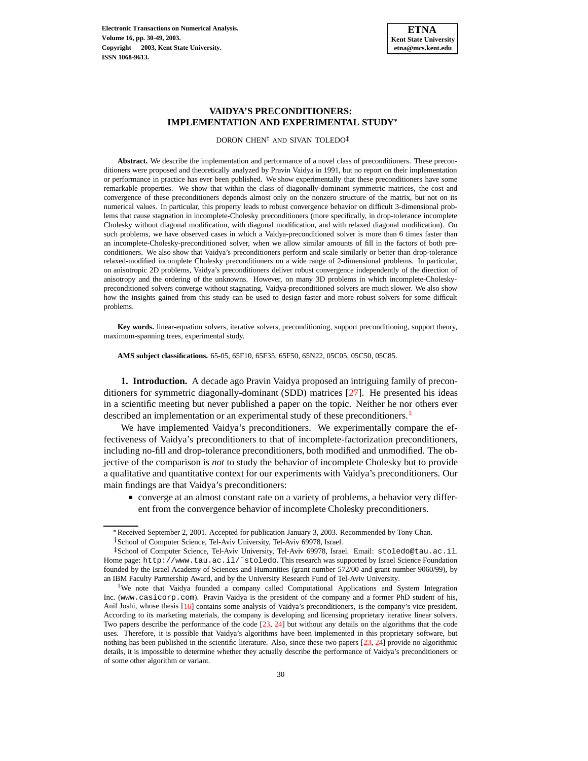# VAIDYA'S PRECONDITIONERS: IMPLEMENTATION AND EXPERIMENTAL STUDY*

DORON CHEN† AND SIVAN TOLEDO‡

**Abstract.** We describe the implementation and performance of a novel class of preconditioners. These preconditioners were proposed and theoretically analyzed by Pravin Vaidya in 1991, but no report on their implementation or performance in practice has ever been published. We show experimentally that these preconditioners have some remarkable properties. We show that within the class of diagonally-dominant symmetric matrices, the cost and convergence of these preconditioners depends almost only on the nonzero structure of the matrix, but not on its numerical values. In particular, this property leads to robust convergence behavior on difficult 3-dimensional problems that cause stagnation in incomplete-Cholesky preconditioners (more specifically, in drop-tolerance incomplete Cholesky without diagonal modification, with diagonal modification, and with relaxed diagonal modification). On such problems, we have observed cases in which a Vaidya-preconditioned solver is more than 6 times faster than an incomplete-Cholesky-preconditioned solver, when we allow similar amounts of fill in the factors of both preconditioners. We also show that Vaidya's preconditioners perform and scale similarly or better than drop-tolerance relaxed-modified incomplete Cholesky preconditioners on a wide range of 2-dimensional problems. In particular, on anisotropic 2D problems, Vaidya's preconditioners deliver robust convergence independently of the direction of anisotropy and the ordering of the unknowns. However, on many 3D problems in which incomplete-Cholesky-preconditioned solvers converge without stagnating, Vaidya-preconditioned solvers are much slower. We also show how the insights gained from this study can be used to design faster and more robust solvers for some difficult problems.

**Key words.** linear-equation solvers, iterative solvers, preconditioning, support preconditioning, support theory, maximum-spanning trees, experimental study.

**AMS subject classifications.** 65-05, 65F10, 65F35, 65F50, 65N22, 05C05, 05C50, 05C85.

**1. Introduction.** A decade ago Pravin Vaidya proposed an intriguing family of preconditioners for symmetric diagonally-dominant (SDD) matrices [27]. He presented his ideas in a scientific meeting but never published a paper on the topic. Neither he nor others ever described an implementation or an experimental study of these preconditioners.[1]

We have implemented Vaidya's preconditioners. We experimentally compare the effectiveness of Vaidya's preconditioners to that of incomplete-factorization preconditioners, including no-fill and drop-tolerance preconditioners, both modified and unmodified. The objective of the comparison is *not* to study the behavior of incomplete Cholesky but to provide a qualitative and quantitative context for our experiments with Vaidya's preconditioners. Our main findings are that Vaidya's preconditioners:

- converge at an almost constant rate on a variety of problems, a behavior very different from the convergence behavior of incomplete Cholesky preconditioners.

*Received September 2, 2001. Accepted for publication January 3, 2003. Recommended by Tony Chan.

†School of Computer Science, Tel-Aviv University, Tel-Aviv 69978, Israel.

‡School of Computer Science, Tel-Aviv University, Tel-Aviv 69978, Israel. Email: stoledo@tau.ac.il. Home page: http://www.tau.ac.il/˜stoledo. This research was supported by Israel Science Foundation founded by the Israel Academy of Sciences and Humanities (grant number 572/00 and grant number 9060/99), by an IBM Faculty Partnership Award, and by the University Research Fund of Tel-Aviv University.

[1] We note that Vaidya founded a company called Computational Applications and System Integration Inc. (www.casicorp.com). Pravin Vaidya is the president of the company and a former PhD student of his, Anil Joshi, whose thesis [16] contains some analysis of Vaidya's preconditioners, is the company's vice president. According to its marketing materials, the company is developing and licensing proprietary iterative linear solvers. Two papers describe the performance of the code [23, 24] but without any details on the algorithms that the code uses. Therefore, it is possible that Vaidya's algorithms have been implemented in this proprietary software, but nothing has been published in the scientific literature. Also, since these two papers [23, 24] provide no algorithmic details, it is impossible to determine whether they actually describe the performance of Vaidya's preconditioners or of some other algorithm or variant.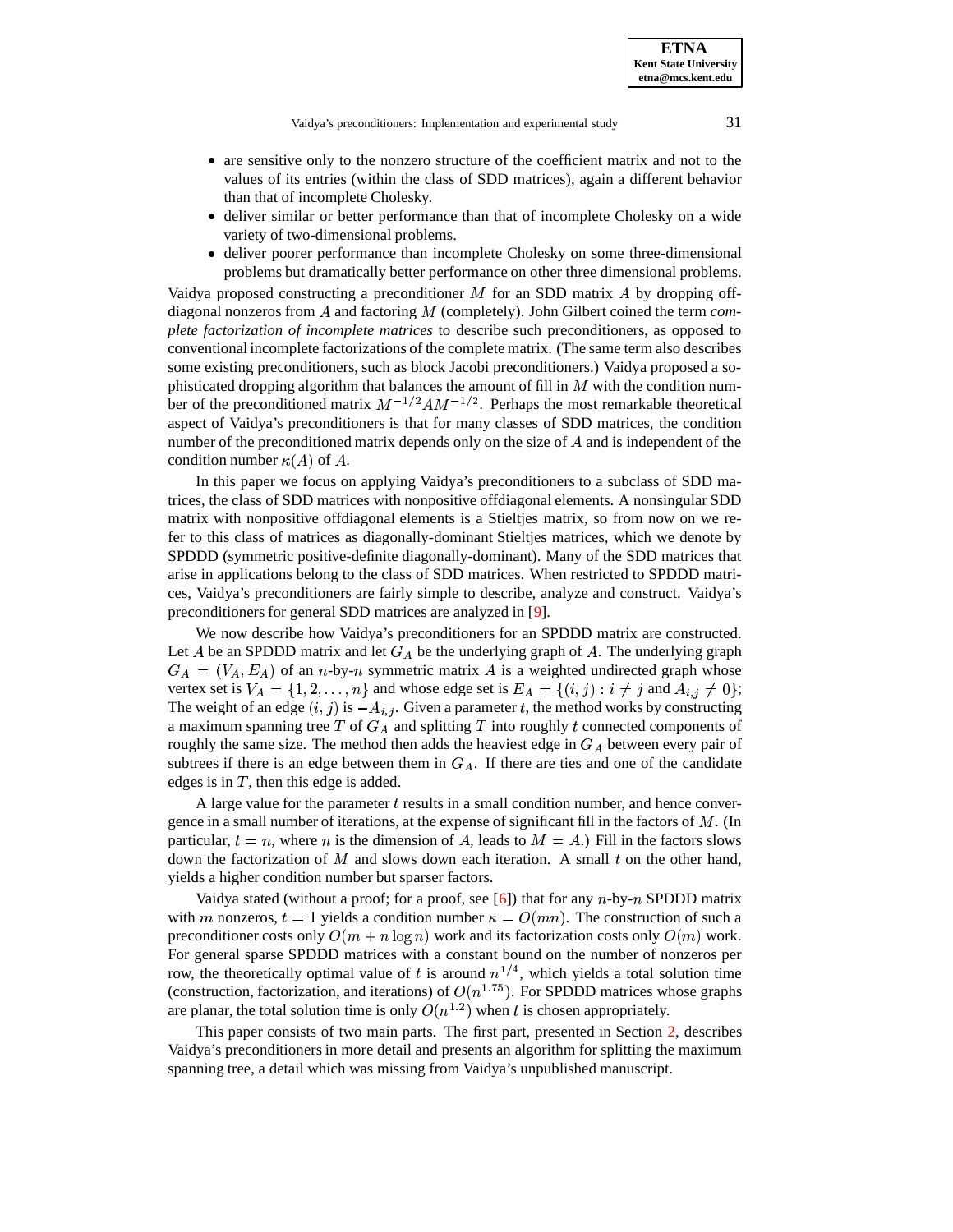- are sensitive only to the nonzero structure of the coefficient matrix and not to the values of its entries (within the class of SDD matrices), again a different behavior than that of incomplete Cholesky.
- deliver similar or better performance than that of incomplete Cholesky on a wide variety of two-dimensional problems.
- deliver poorer performance than incomplete Cholesky on some three-dimensional problems but dramatically better performance on other three dimensional problems.

Vaidya proposed constructing a preconditioner $M$ for an SDD matrix $A$ by dropping off-diagonal nonzeros from $A$ and factoring $M$ (completely). John Gilbert coined the term *complete factorization of incomplete matrices* to describe such preconditioners, as opposed to conventional incomplete factorizations of the complete matrix. (The same term also describes some existing preconditioners, such as block Jacobi preconditioners.) Vaidya proposed a sophisticated dropping algorithm that balances the amount of fill in $M$ with the condition number of the preconditioned matrix $M^{-1/2}AM^{-1/2}$. Perhaps the most remarkable theoretical aspect of Vaidya's preconditioners is that for many classes of SDD matrices, the condition number of the preconditioned matrix depends only on the size of $A$ and is independent of the condition number $\kappa(A)$ of $A$.

In this paper we focus on applying Vaidya's preconditioners to a subclass of SDD matrices, the class of SDD matrices with nonpositive offdiagonal elements. A nonsingular SDD matrix with nonpositive offdiagonal elements is a Stieltjes matrix, so from now on we refer to this class of matrices as diagonally-dominant Stieltjes matrices, which we denote by SPDDD (symmetric positive-definite diagonally-dominant). Many of the SDD matrices that arise in applications belong to the class of SDD matrices. When restricted to SPDDD matrices, Vaidya's preconditioners are fairly simple to describe, analyze and construct. Vaidya's preconditioners for general SDD matrices are analyzed in [9].

We now describe how Vaidya's preconditioners for an SPDDD matrix are constructed. Let $A$ be an SPDDD matrix and let $G_A$ be the underlying graph of $A$. The underlying graph $G_A = (V_A, E_A)$ of an $n$-by-$n$ symmetric matrix $A$ is a weighted undirected graph whose vertex set is $V_A = \{1, 2, \ldots, n\}$ and whose edge set is $E_A = \{(i,j) : i \neq j \text{ and } A_{i,j} \neq 0\}$; The weight of an edge $(i,j)$ is $-A_{i,j}$. Given a parameter $t$, the method works by constructing a maximum spanning tree $T$ of $G_A$ and splitting $T$ into roughly $t$ connected components of roughly the same size. The method then adds the heaviest edge in $G_A$ between every pair of subtrees if there is an edge between them in $G_A$. If there are ties and one of the candidate edges is in $T$, then this edge is added.

A large value for the parameter $t$ results in a small condition number, and hence convergence in a small number of iterations, at the expense of significant fill in the factors of $M$. (In particular, $t = n$, where $n$ is the dimension of $A$, leads to $M = A$.) Fill in the factors slows down the factorization of $M$ and slows down each iteration. A small $t$ on the other hand, yields a higher condition number but sparser factors.

Vaidya stated (without a proof; for a proof, see [6]) that for any $n$-by-$n$ SPDDD matrix with $m$ nonzeros, $t = 1$ yields a condition number $\kappa = O(mn)$. The construction of such a preconditioner costs only $O(m + n \log n)$ work and its factorization costs only $O(m)$ work. For general sparse SPDDD matrices with a constant bound on the number of nonzeros per row, the theoretically optimal value of $t$ is around $n^{1/4}$, which yields a total solution time (construction, factorization, and iterations) of $O(n^{1.75})$. For SPDDD matrices whose graphs are planar, the total solution time is only $O(n^{1.2})$ when $t$ is chosen appropriately.

This paper consists of two main parts. The first part, presented in Section 2, describes Vaidya's preconditioners in more detail and presents an algorithm for splitting the maximum spanning tree, a detail which was missing from Vaidya's unpublished manuscript.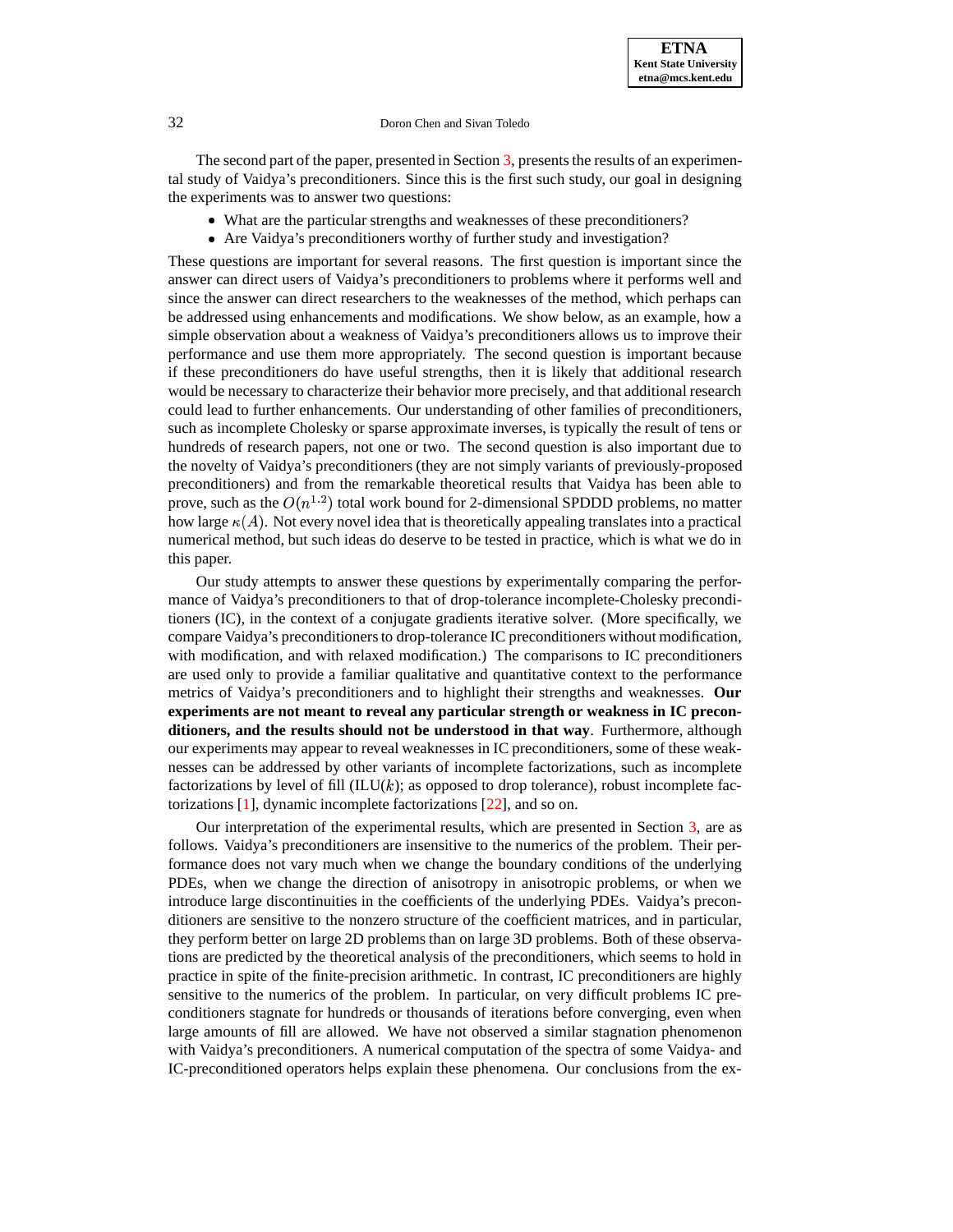The second part of the paper, presented in Section 3, presents the results of an experimental study of Vaidya's preconditioners. Since this is the first such study, our goal in designing the experiments was to answer two questions:

- What are the particular strengths and weaknesses of these preconditioners?
- Are Vaidya's preconditioners worthy of further study and investigation?

These questions are important for several reasons. The first question is important since the answer can direct users of Vaidya's preconditioners to problems where it performs well and since the answer can direct researchers to the weaknesses of the method, which perhaps can be addressed using enhancements and modifications. We show below, as an example, how a simple observation about a weakness of Vaidya's preconditioners allows us to improve their performance and use them more appropriately. The second question is important because if these preconditioners do have useful strengths, then it is likely that additional research would be necessary to characterize their behavior more precisely, and that additional research could lead to further enhancements. Our understanding of other families of preconditioners, such as incomplete Cholesky or sparse approximate inverses, is typically the result of tens or hundreds of research papers, not one or two. The second question is also important due to the novelty of Vaidya's preconditioners (they are not simply variants of previously-proposed preconditioners) and from the remarkable theoretical results that Vaidya has been able to prove, such as the $O(n^{1.2})$ total work bound for 2-dimensional SPDDD problems, no matter how large $\kappa(A)$. Not every novel idea that is theoretically appealing translates into a practical numerical method, but such ideas do deserve to be tested in practice, which is what we do in this paper.

Our study attempts to answer these questions by experimentally comparing the performance of Vaidya's preconditioners to that of drop-tolerance incomplete-Cholesky preconditioners (IC), in the context of a conjugate gradients iterative solver. (More specifically, we compare Vaidya's preconditioners to drop-tolerance IC preconditioners without modification, with modification, and with relaxed modification.) The comparisons to IC preconditioners are used only to provide a familiar qualitative and quantitative context to the performance metrics of Vaidya's preconditioners and to highlight their strengths and weaknesses. **Our experiments are not meant to reveal any particular strength or weakness in IC preconditioners, and the results should not be understood in that way**. Furthermore, although our experiments may appear to reveal weaknesses in IC preconditioners, some of these weaknesses can be addressed by other variants of incomplete factorizations, such as incomplete factorizations by level of fill (ILU($k$); as opposed to drop tolerance), robust incomplete factorizations [1], dynamic incomplete factorizations [22], and so on.

Our interpretation of the experimental results, which are presented in Section 3, are as follows. Vaidya's preconditioners are insensitive to the numerics of the problem. Their performance does not vary much when we change the boundary conditions of the underlying PDEs, when we change the direction of anisotropy in anisotropic problems, or when we introduce large discontinuities in the coefficients of the underlying PDEs. Vaidya's preconditioners are sensitive to the nonzero structure of the coefficient matrices, and in particular, they perform better on large 2D problems than on large 3D problems. Both of these observations are predicted by the theoretical analysis of the preconditioners, which seems to hold in practice in spite of the finite-precision arithmetic. In contrast, IC preconditioners are highly sensitive to the numerics of the problem. In particular, on very difficult problems IC preconditioners stagnate for hundreds or thousands of iterations before converging, even when large amounts of fill are allowed. We have not observed a similar stagnation phenomenon with Vaidya's preconditioners. A numerical computation of the spectra of some Vaidya- and IC-preconditioned operators helps explain these phenomena. Our conclusions from the ex-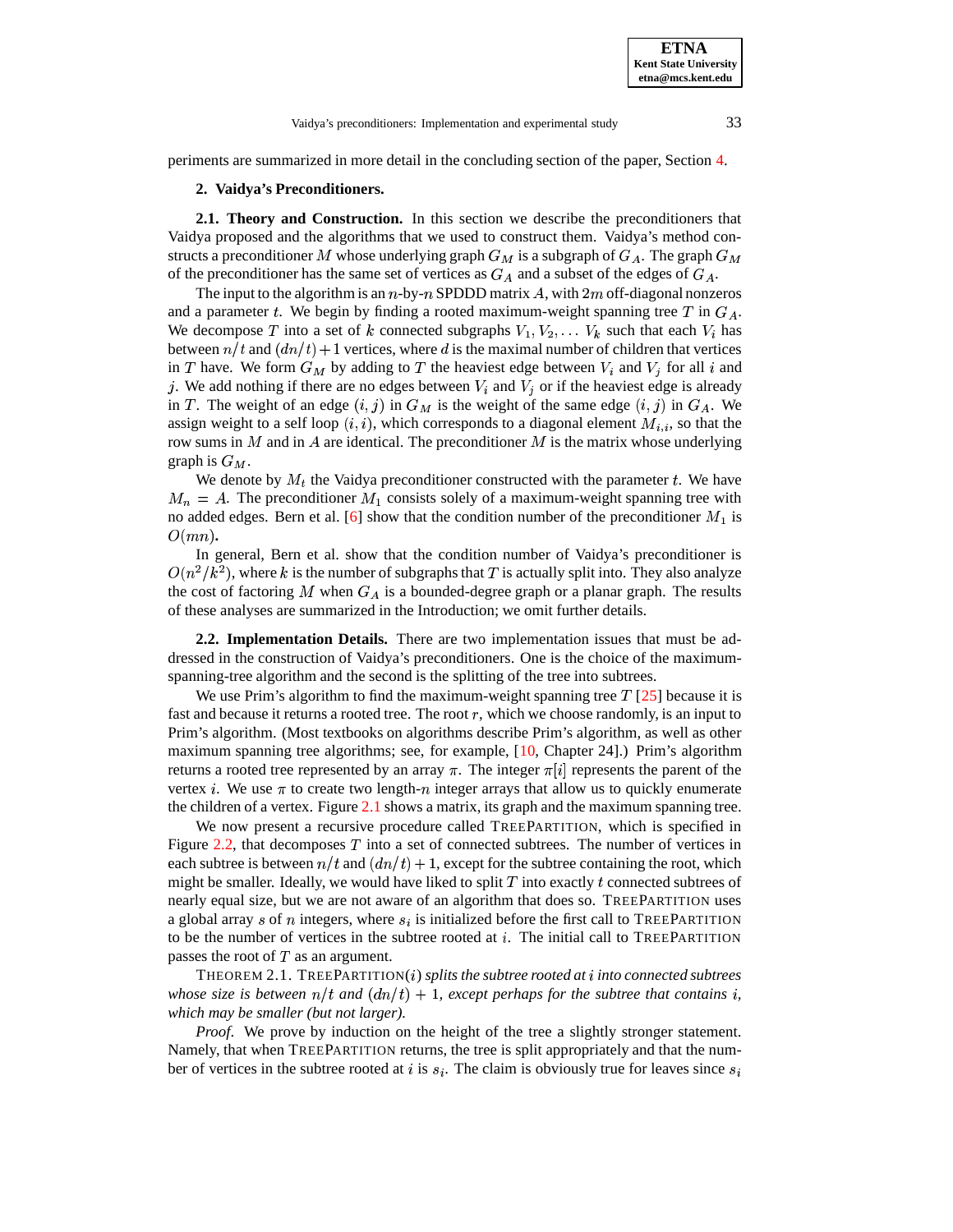periments are summarized in more detail in the concluding section of the paper, Section 4.

## 2. Vaidya's Preconditioners.

### 2.1. Theory and Construction.

In this section we describe the preconditioners that Vaidya proposed and the algorithms that we used to construct them. Vaidya's method constructs a preconditioner $M$ whose underlying graph $G_M$ is a subgraph of $G_A$. The graph $G_M$ of the preconditioner has the same set of vertices as $G_A$ and a subset of the edges of $G_A$.

The input to the algorithm is an $n$-by-$n$ SPDDD matrix $A$, with $2m$ off-diagonal nonzeros and a parameter $t$. We begin by finding a rooted maximum-weight spanning tree $T$ in $G_A$. We decompose $T$ into a set of $k$ connected subgraphs $V_1, V_2, \ldots V_k$ such that each $V_i$ has between $n/t$ and $(dn/t)+1$ vertices, where $d$ is the maximal number of children that vertices in $T$ have. We form $G_M$ by adding to $T$ the heaviest edge between $V_i$ and $V_j$ for all $i$ and $j$. We add nothing if there are no edges between $V_i$ and $V_j$ or if the heaviest edge is already in $T$. The weight of an edge $(i,j)$ in $G_M$ is the weight of the same edge $(i,j)$ in $G_A$. We assign weight to a self loop $(i,i)$, which corresponds to a diagonal element $M_{i,i}$, so that the row sums in $M$ and in $A$ are identical. The preconditioner $M$ is the matrix whose underlying graph is $G_M$.

We denote by $M_t$ the Vaidya preconditioner constructed with the parameter $t$. We have $M_n = A$. The preconditioner $M_1$ consists solely of a maximum-weight spanning tree with no added edges. Bern et al. [6] show that the condition number of the preconditioner $M_1$ is $O(mn)$.

In general, Bern et al. show that the condition number of Vaidya's preconditioner is $O(n^2/k^2)$, where $k$ is the number of subgraphs that $T$ is actually split into. They also analyze the cost of factoring $M$ when $G_A$ is a bounded-degree graph or a planar graph. The results of these analyses are summarized in the Introduction; we omit further details.

### 2.2. Implementation Details.

There are two implementation issues that must be addressed in the construction of Vaidya's preconditioners. One is the choice of the maximum-spanning-tree algorithm and the second is the splitting of the tree into subtrees.

We use Prim's algorithm to find the maximum-weight spanning tree $T$ [25] because it is fast and because it returns a rooted tree. The root $r$, which we choose randomly, is an input to Prim's algorithm. (Most textbooks on algorithms describe Prim's algorithm, as well as other maximum spanning tree algorithms; see, for example, [10, Chapter 24].) Prim's algorithm returns a rooted tree represented by an array $\pi$. The integer $\pi[i]$ represents the parent of the vertex $i$. We use $\pi$ to create two length-$n$ integer arrays that allow us to quickly enumerate the children of a vertex. Figure 2.1 shows a matrix, its graph and the maximum spanning tree.

We now present a recursive procedure called TreePartition, which is specified in Figure 2.2, that decomposes $T$ into a set of connected subtrees. The number of vertices in each subtree is between $n/t$ and $(dn/t)+1$, except for the subtree containing the root, which might be smaller. Ideally, we would have liked to split $T$ into exactly $t$ connected subtrees of nearly equal size, but we are not aware of an algorithm that does so. TreePartition uses a global array $s$ of $n$ integers, where $s_i$ is initialized before the first call to TreePartition to be the number of vertices in the subtree rooted at $i$. The initial call to TreePartition passes the root of $T$ as an argument.

Theorem 2.1. TreePartition$(i)$ *splits the subtree rooted at $i$ into connected subtrees whose size is between $n/t$ and $(dn/t)+1$, except perhaps for the subtree that contains $i$, which may be smaller (but not larger).*

*Proof.* We prove by induction on the height of the tree a slightly stronger statement. Namely, that when TreePartition returns, the tree is split appropriately and that the number of vertices in the subtree rooted at $i$ is $s_i$. The claim is obviously true for leaves since $s_i$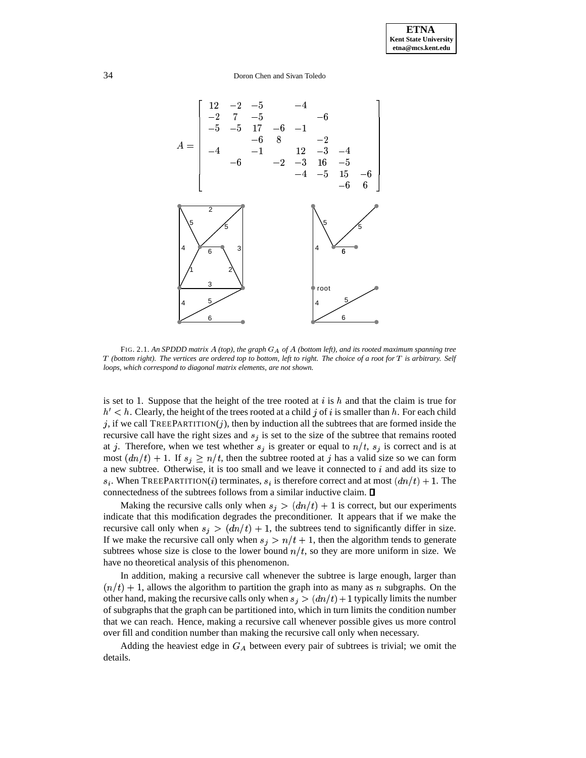$$A = \begin{bmatrix} 12 & -2 & -5 & & -4 & & & \\ -2 & 7 & -5 & & & -6 & & \\ -5 & -5 & 17 & -6 & -1 & & & \\ & & -6 & 8 & & -2 & & \\ -4 & & -1 & & 12 & -3 & -4 & \\ & -6 & & -2 & -3 & 16 & -5 & \\ & & & & -4 & -5 & 15 & -6 \\ & & & & & & -6 & 6 \end{bmatrix}$$

FIG. 2.1. *An SPDDD matrix $A$ (top), the graph $G_A$ of $A$ (bottom left), and its rooted maximum spanning tree $T$ (bottom right). The vertices are ordered top to bottom, left to right. The choice of a root for $T$ is arbitrary. Self loops, which correspond to diagonal matrix elements, are not shown.*

is set to 1. Suppose that the height of the tree rooted at $i$ is $h$ and that the claim is true for $h' < h$. Clearly, the height of the trees rooted at a child $j$ of $i$ is smaller than $h$. For each child $j$, if we call TREEPARTITION($j$), then by induction all the subtrees that are formed inside the recursive call have the right sizes and $s_j$ is set to the size of the subtree that remains rooted at $j$. Therefore, when we test whether $s_j$ is greater or equal to $n/t$, $s_j$ is correct and is at most $(dn/t) + 1$. If $s_j \geq n/t$, then the subtree rooted at $j$ has a valid size so we can form a new subtree. Otherwise, it is too small and we leave it connected to $i$ and add its size to $s_i$. When TREEPARTITION($i$) terminates, $s_i$ is therefore correct and at most $(dn/t) + 1$. The connectedness of the subtrees follows from a similar inductive claim. ∎

Making the recursive calls only when $s_j > (dn/t) + 1$ is correct, but our experiments indicate that this modification degrades the preconditioner. It appears that if we make the recursive call only when $s_j > (dn/t) + 1$, the subtrees tend to significantly differ in size. If we make the recursive call only when $s_j > n/t + 1$, then the algorithm tends to generate subtrees whose size is close to the lower bound $n/t$, so they are more uniform in size. We have no theoretical analysis of this phenomenon.

In addition, making a recursive call whenever the subtree is large enough, larger than $(n/t) + 1$, allows the algorithm to partition the graph into as many as $n$ subgraphs. On the other hand, making the recursive calls only when $s_j > (dn/t) + 1$ typically limits the number of subgraphs that the graph can be partitioned into, which in turn limits the condition number that we can reach. Hence, making a recursive call whenever possible gives us more control over fill and condition number than making the recursive call only when necessary.

Adding the heaviest edge in $G_A$ between every pair of subtrees is trivial; we omit the details.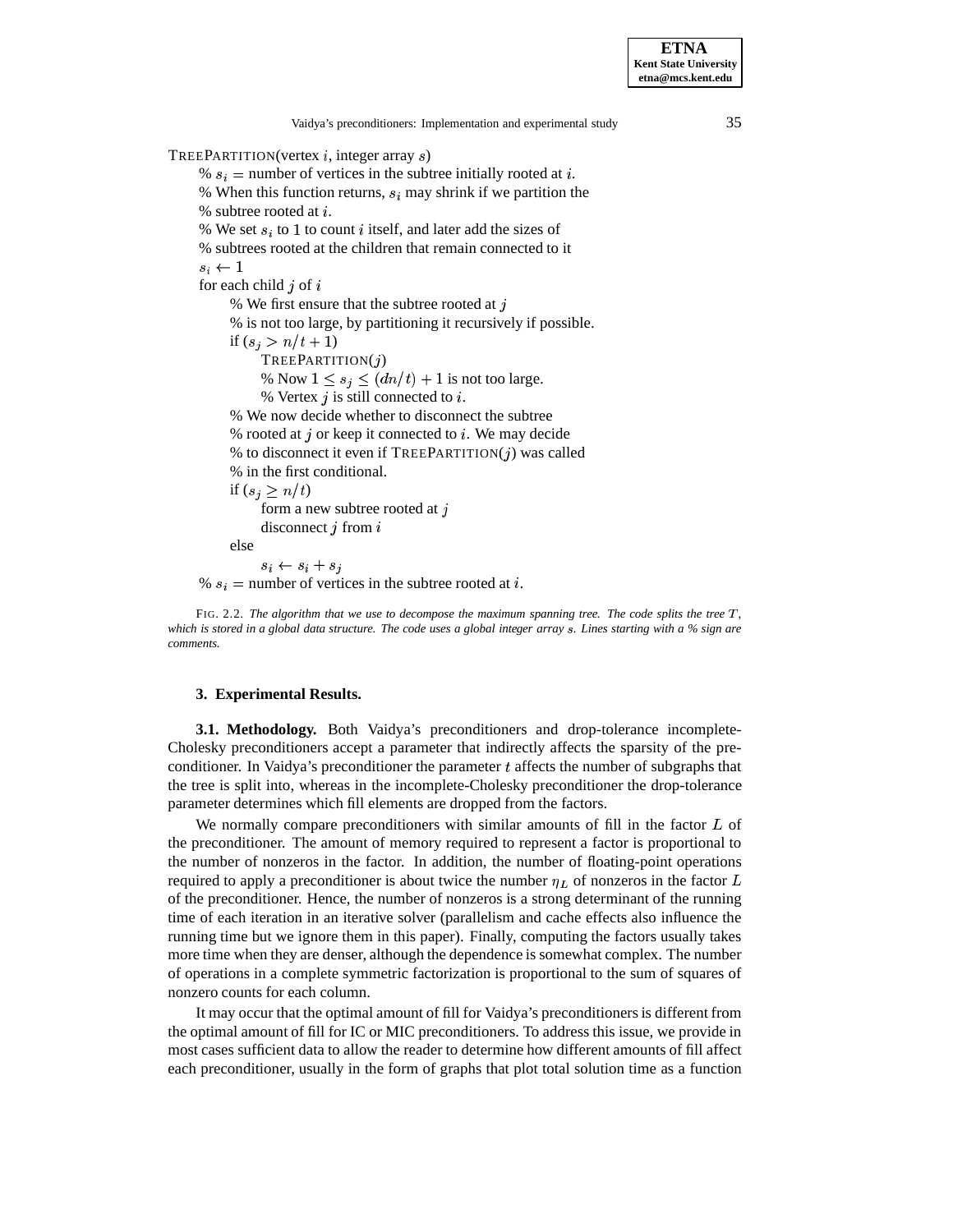```
TREEPARTITION(vertex i, integer array s)
    % s_i = number of vertices in the subtree initially rooted at i.
    % When this function returns, s_i may shrink if we partition the
    % subtree rooted at i.
    % We set s_i to 1 to count i itself, and later add the sizes of
    % subtrees rooted at the children that remain connected to it
    s_i ← 1
    for each child j of i
        % We first ensure that the subtree rooted at j
        % is not too large, by partitioning it recursively if possible.
        if (s_j > n/t + 1)
            TREEPARTITION(j)
            % Now 1 ≤ s_j ≤ (dn/t) + 1 is not too large.
            % Vertex j is still connected to i.
        % We now decide whether to disconnect the subtree
        % rooted at j or keep it connected to i. We may decide
        % to disconnect it even if TREEPARTITION(j) was called
        % in the first conditional.
        if (s_j ≥ n/t)
            form a new subtree rooted at j
            disconnect j from i
        else
            s_i ← s_i + s_j
    % s_i = number of vertices in the subtree rooted at i.
```

FIG. 2.2. *The algorithm that we use to decompose the maximum spanning tree. The code splits the tree $T$, which is stored in a global data structure. The code uses a global integer array $s$. Lines starting with a % sign are comments.*

## 3. Experimental Results.

**3.1. Methodology.** Both Vaidya's preconditioners and drop-tolerance incomplete-Cholesky preconditioners accept a parameter that indirectly affects the sparsity of the preconditioner. In Vaidya's preconditioner the parameter $t$ affects the number of subgraphs that the tree is split into, whereas in the incomplete-Cholesky preconditioner the drop-tolerance parameter determines which fill elements are dropped from the factors.

We normally compare preconditioners with similar amounts of fill in the factor $L$ of the preconditioner. The amount of memory required to represent a factor is proportional to the number of nonzeros in the factor. In addition, the number of floating-point operations required to apply a preconditioner is about twice the number $\eta_L$ of nonzeros in the factor $L$ of the preconditioner. Hence, the number of nonzeros is a strong determinant of the running time of each iteration in an iterative solver (parallelism and cache effects also influence the running time but we ignore them in this paper). Finally, computing the factors usually takes more time when they are denser, although the dependence is somewhat complex. The number of operations in a complete symmetric factorization is proportional to the sum of squares of nonzero counts for each column.

It may occur that the optimal amount of fill for Vaidya's preconditioners is different from the optimal amount of fill for IC or MIC preconditioners. To address this issue, we provide in most cases sufficient data to allow the reader to determine how different amounts of fill affect each preconditioner, usually in the form of graphs that plot total solution time as a function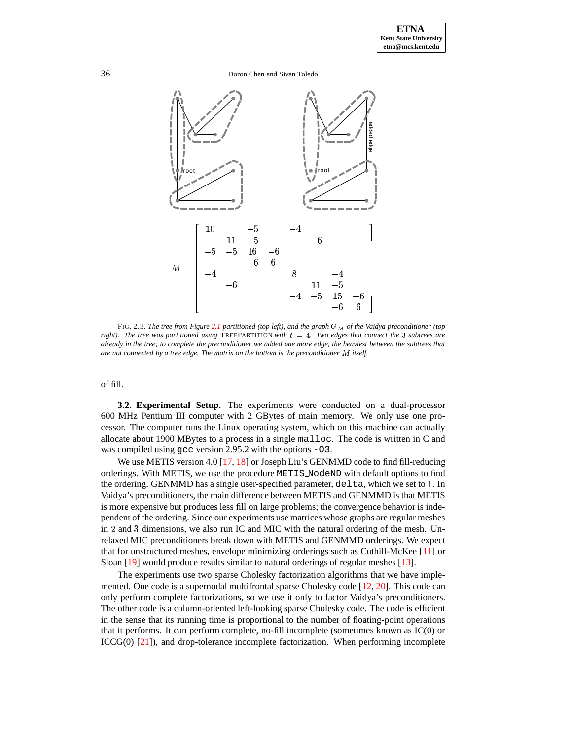$$
M = \begin{bmatrix}
10 & & -5 & & -4 & & & \\
& 11 & -5 & & & -6 & & \\
-5 & -5 & 16 & -6 & & & & \\
& & -6 & 6 & & & & \\
-4 & & & & 8 & & -4 & \\
& -6 & & & & 11 & -5 & \\
& & & & -4 & -5 & 15 & -6 \\
& & & & & & -6 & 6
\end{bmatrix}
$$

FIG. 2.3. *The tree from Figure 2.1 partitioned (top left), and the graph $G_M$ of the Vaidya preconditioner (top right). The tree was partitioned using* TREEPARTITION *with $t = 4$. Two edges that connect the 3 subtrees are already in the tree; to complete the preconditioner we added one more edge, the heaviest between the subtrees that are not connected by a tree edge. The matrix on the bottom is the preconditioner $M$ itself.*

of fill.

**3.2. Experimental Setup.** The experiments were conducted on a dual-processor 600 MHz Pentium III computer with 2 GBytes of main memory. We only use one processor. The computer runs the Linux operating system, which on this machine can actually allocate about 1900 MBytes to a process in a single `malloc`. The code is written in C and was compiled using `gcc` version 2.95.2 with the options `-O3`.

We use METIS version 4.0 [17, 18] or Joseph Liu's GENMMD code to find fill-reducing orderings. With METIS, we use the procedure `METIS_NodeND` with default options to find the ordering. GENMMD has a single user-specified parameter, `delta`, which we set to 1. In Vaidya's preconditioners, the main difference between METIS and GENMMD is that METIS is more expensive but produces less fill on large problems; the convergence behavior is independent of the ordering. Since our experiments use matrices whose graphs are regular meshes in 2 and 3 dimensions, we also run IC and MIC with the natural ordering of the mesh. Unrelaxed MIC preconditioners break down with METIS and GENMMD orderings. We expect that for unstructured meshes, envelope minimizing orderings such as Cuthill-McKee [11] or Sloan [19] would produce results similar to natural orderings of regular meshes [13].

The experiments use two sparse Cholesky factorization algorithms that we have implemented. One code is a supernodal multifrontal sparse Cholesky code [12, 20]. This code can only perform complete factorizations, so we use it only to factor Vaidya's preconditioners. The other code is a column-oriented left-looking sparse Cholesky code. The code is efficient in the sense that its running time is proportional to the number of floating-point operations that it performs. It can perform complete, no-fill incomplete (sometimes known as IC(0) or ICCG(0) [21]), and drop-tolerance incomplete factorization. When performing incomplete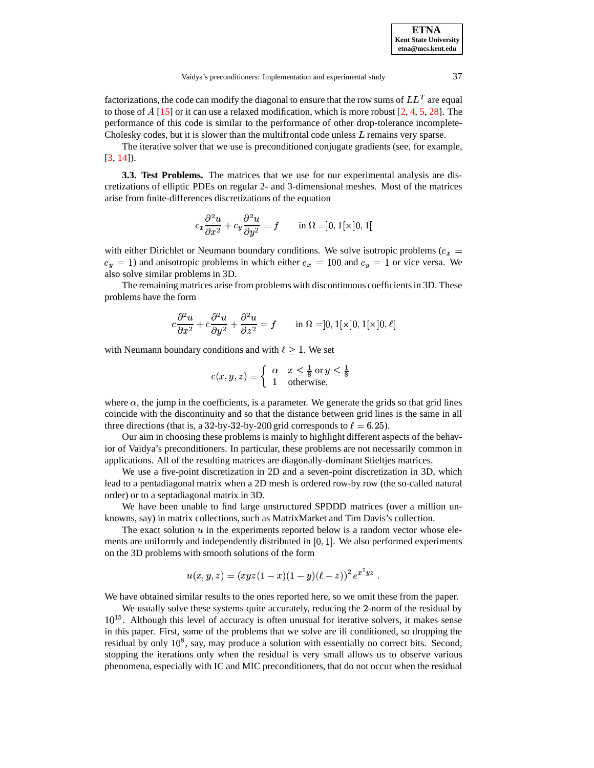factorizations, the code can modify the diagonal to ensure that the row sums of $LL^T$ are equal to those of $A$ [15] or it can use a relaxed modification, which is more robust [2, 4, 5, 28]. The performance of this code is similar to the performance of other drop-tolerance incomplete-Cholesky codes, but it is slower than the multifrontal code unless $L$ remains very sparse.

The iterative solver that we use is preconditioned conjugate gradients (see, for example, [3, 14]).

**3.3. Test Problems.** The matrices that we use for our experimental analysis are discretizations of elliptic PDEs on regular 2- and 3-dimensional meshes. Most of the matrices arise from finite-differences discretizations of the equation

$$c_x \frac{\partial^2 u}{\partial x^2} + c_y \frac{\partial^2 u}{\partial y^2} = f \qquad \text{in } \Omega = ]0,1[\times]0,1[$$

with either Dirichlet or Neumann boundary conditions. We solve isotropic problems ($c_x = c_y = 1$) and anisotropic problems in which either $c_x = 100$ and $c_y = 1$ or vice versa. We also solve similar problems in 3D.

The remaining matrices arise from problems with discontinuous coefficients in 3D. These problems have the form

$$c \frac{\partial^2 u}{\partial x^2} + c \frac{\partial^2 u}{\partial y^2} + \frac{\partial^2 u}{\partial z^2} = f \qquad \text{in } \Omega = ]0,1[\times]0,1[\times]0,\ell[$$

with Neumann boundary conditions and with $\ell \geq 1$. We set

$$c(x,y,z) = \begin{cases} \alpha & x \leq \frac{1}{8} \text{ or } y \leq \frac{1}{8} \\ 1 & \text{otherwise,} \end{cases}$$

where $\alpha$, the jump in the coefficients, is a parameter. We generate the grids so that grid lines coincide with the discontinuity and so that the distance between grid lines is the same in all three directions (that is, a 32-by-32-by-200 grid corresponds to $\ell = 6.25$).

Our aim in choosing these problems is mainly to highlight different aspects of the behavior of Vaidya's preconditioners. In particular, these problems are not necessarily common in applications. All of the resulting matrices are diagonally-dominant Stieltjes matrices.

We use a five-point discretization in 2D and a seven-point discretization in 3D, which lead to a pentadiagonal matrix when a 2D mesh is ordered row-by row (the so-called natural order) or to a septadiagonal matrix in 3D.

We have been unable to find large unstructured SPDDD matrices (over a million unknowns, say) in matrix collections, such as MatrixMarket and Tim Davis's collection.

The exact solution $u$ in the experiments reported below is a random vector whose elements are uniformly and independently distributed in $[0,1]$. We also performed experiments on the 3D problems with smooth solutions of the form

$$u(x,y,z) = \left(xyz(1-x)(1-y)(\ell-z)\right)^2 e^{x^2yz} .$$

We have obtained similar results to the ones reported here, so we omit these from the paper.

We usually solve these systems quite accurately, reducing the 2-norm of the residual by $10^{15}$. Although this level of accuracy is often unusual for iterative solvers, it makes sense in this paper. First, some of the problems that we solve are ill conditioned, so dropping the residual by only $10^8$, say, may produce a solution with essentially no correct bits. Second, stopping the iterations only when the residual is very small allows us to observe various phenomena, especially with IC and MIC preconditioners, that do not occur when the residual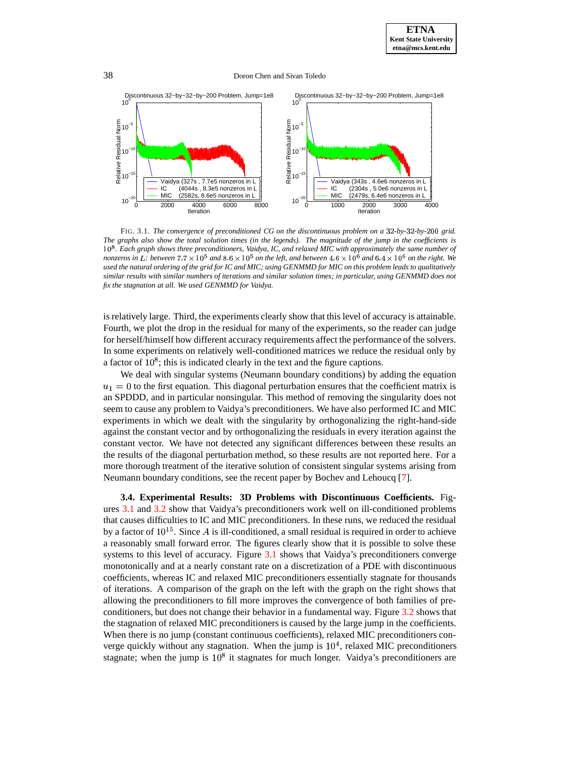FIG. 3.1. *The convergence of preconditioned CG on the discontinuous problem on a 32-by-32-by-200 grid. The graphs also show the total solution times (in the legends). The magnitude of the jump in the coefficients is $10^8$. Each graph shows three preconditioners, Vaidya, IC, and relaxed MIC with approximately the same number of nonzeros in $L$: between $7.7 \times 10^5$ and $8.6 \times 10^5$ on the left, and between $4.6 \times 10^6$ and $6.4 \times 10^6$ on the right. We used the natural ordering of the grid for IC and MIC; using GENMMD for MIC on this problem leads to qualitatively similar results with similar numbers of iterations and similar solution times; in particular, using GENMMD does not fix the stagnation at all. We used GENMMD for Vaidya.*

is relatively large. Third, the experiments clearly show that this level of accuracy is attainable. Fourth, we plot the drop in the residual for many of the experiments, so the reader can judge for herself/himself how different accuracy requirements affect the performance of the solvers. In some experiments on relatively well-conditioned matrices we reduce the residual only by a factor of $10^8$; this is indicated clearly in the text and the figure captions.

We deal with singular systems (Neumann boundary conditions) by adding the equation $u_1 = 0$ to the first equation. This diagonal perturbation ensures that the coefficient matrix is an SPDDD, and in particular nonsingular. This method of removing the singularity does not seem to cause any problem to Vaidya's preconditioners. We have also performed IC and MIC experiments in which we dealt with the singularity by orthogonalizing the right-hand-side against the constant vector and by orthogonalizing the residuals in every iteration against the constant vector. We have not detected any significant differences between these results an the results of the diagonal perturbation method, so these results are not reported here. For a more thorough treatment of the iterative solution of consistent singular systems arising from Neumann boundary conditions, see the recent paper by Bochev and Lehoucq [7].

**3.4. Experimental Results: 3D Problems with Discontinuous Coefficients.** Figures 3.1 and 3.2 show that Vaidya's preconditioners work well on ill-conditioned problems that causes difficulties to IC and MIC preconditioners. In these runs, we reduced the residual by a factor of $10^{15}$. Since $A$ is ill-conditioned, a small residual is required in order to achieve a reasonably small forward error. The figures clearly show that it is possible to solve these systems to this level of accuracy. Figure 3.1 shows that Vaidya's preconditioners converge monotonically and at a nearly constant rate on a discretization of a PDE with discontinuous coefficients, whereas IC and relaxed MIC preconditioners essentially stagnate for thousands of iterations. A comparison of the graph on the left with the graph on the right shows that allowing the preconditioners to fill more improves the convergence of both families of preconditioners, but does not change their behavior in a fundamental way. Figure 3.2 shows that the stagnation of relaxed MIC preconditioners is caused by the large jump in the coefficients. When there is no jump (constant continuous coefficients), relaxed MIC preconditioners converge quickly without any stagnation. When the jump is $10^4$, relaxed MIC preconditioners stagnate; when the jump is $10^8$ it stagnates for much longer. Vaidya's preconditioners are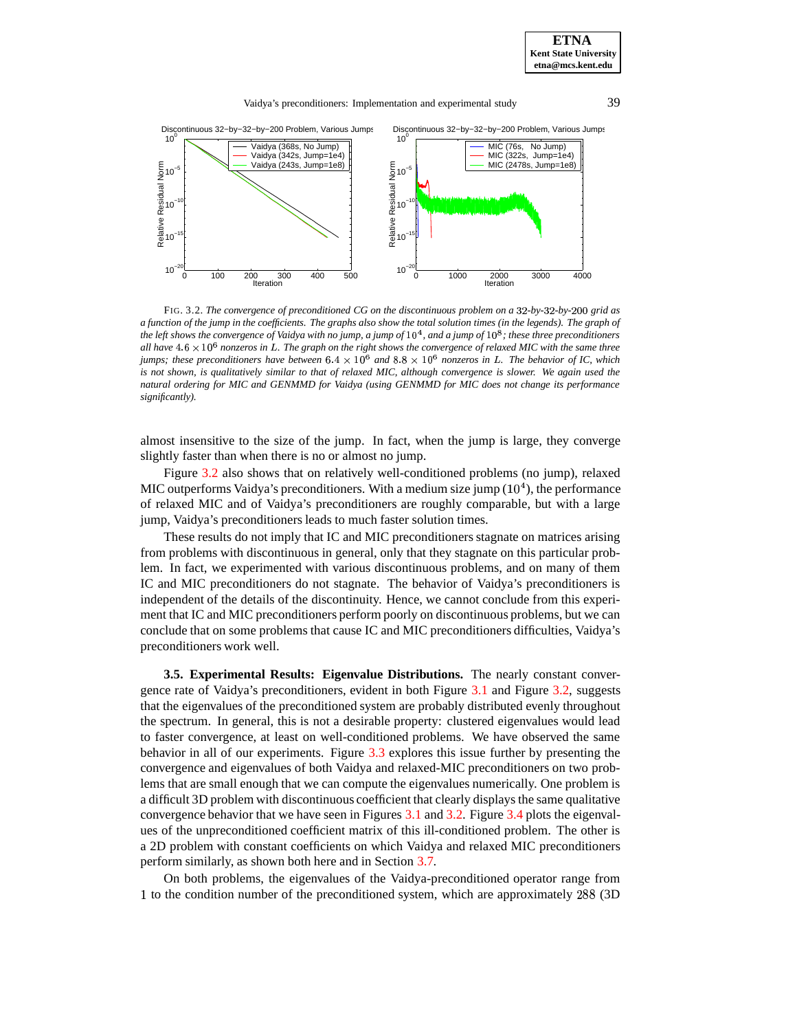FIG. 3.2. *The convergence of preconditioned CG on the discontinuous problem on a* $32$*-by-*$32$*-by-*$200$ *grid as a function of the jump in the coefficients. The graphs also show the total solution times (in the legends). The graph of the left shows the convergence of Vaidya with no jump, a jump of* $10^4$*, and a jump of* $10^8$*; these three preconditioners all have* $4.6 \times 10^6$ *nonzeros in* $L$*. The graph on the right shows the convergence of relaxed MIC with the same three jumps; these preconditioners have between* $6.4 \times 10^6$ *and* $8.8 \times 10^6$ *nonzeros in* $L$*. The behavior of IC, which is not shown, is qualitatively similar to that of relaxed MIC, although convergence is slower. We again used the natural ordering for MIC and GENMMD for Vaidya (using GENMMD for MIC does not change its performance significantly).*

almost insensitive to the size of the jump. In fact, when the jump is large, they converge slightly faster than when there is no or almost no jump.

Figure 3.2 also shows that on relatively well-conditioned problems (no jump), relaxed MIC outperforms Vaidya's preconditioners. With a medium size jump ($10^4$), the performance of relaxed MIC and of Vaidya's preconditioners are roughly comparable, but with a large jump, Vaidya's preconditioners leads to much faster solution times.

These results do not imply that IC and MIC preconditioners stagnate on matrices arising from problems with discontinuous in general, only that they stagnate on this particular problem. In fact, we experimented with various discontinuous problems, and on many of them IC and MIC preconditioners do not stagnate. The behavior of Vaidya's preconditioners is independent of the details of the discontinuity. Hence, we cannot conclude from this experiment that IC and MIC preconditioners perform poorly on discontinuous problems, but we can conclude that on some problems that cause IC and MIC preconditioners difficulties, Vaidya's preconditioners work well.

**3.5. Experimental Results: Eigenvalue Distributions.** The nearly constant convergence rate of Vaidya's preconditioners, evident in both Figure 3.1 and Figure 3.2, suggests that the eigenvalues of the preconditioned system are probably distributed evenly throughout the spectrum. In general, this is not a desirable property: clustered eigenvalues would lead to faster convergence, at least on well-conditioned problems. We have observed the same behavior in all of our experiments. Figure 3.3 explores this issue further by presenting the convergence and eigenvalues of both Vaidya and relaxed-MIC preconditioners on two problems that are small enough that we can compute the eigenvalues numerically. One problem is a difficult 3D problem with discontinuous coefficient that clearly displays the same qualitative convergence behavior that we have seen in Figures 3.1 and 3.2. Figure 3.4 plots the eigenvalues of the unpreconditioned coefficient matrix of this ill-conditioned problem. The other is a 2D problem with constant coefficients on which Vaidya and relaxed MIC preconditioners perform similarly, as shown both here and in Section 3.7.

On both problems, the eigenvalues of the Vaidya-preconditioned operator range from $1$ to the condition number of the preconditioned system, which are approximately $288$ (3D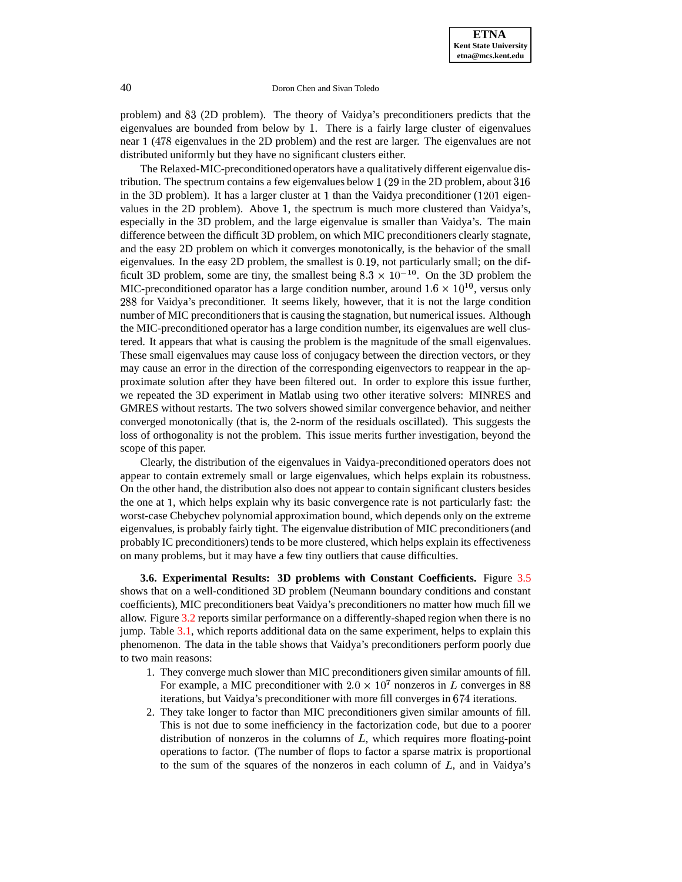problem) and 83 (2D problem). The theory of Vaidya's preconditioners predicts that the eigenvalues are bounded from below by 1. There is a fairly large cluster of eigenvalues near 1 (478 eigenvalues in the 2D problem) and the rest are larger. The eigenvalues are not distributed uniformly but they have no significant clusters either.

The Relaxed-MIC-preconditioned operators have a qualitatively different eigenvalue distribution. The spectrum contains a few eigenvalues below 1 (29 in the 2D problem, about 316 in the 3D problem). It has a larger cluster at 1 than the Vaidya preconditioner (1201 eigenvalues in the 2D problem). Above 1, the spectrum is much more clustered than Vaidya's, especially in the 3D problem, and the large eigenvalue is smaller than Vaidya's. The main difference between the difficult 3D problem, on which MIC preconditioners clearly stagnate, and the easy 2D problem on which it converges monotonically, is the behavior of the small eigenvalues. In the easy 2D problem, the smallest is 0.19, not particularly small; on the difficult 3D problem, some are tiny, the smallest being $8.3 \times 10^{-10}$. On the 3D problem the MIC-preconditioned oparator has a large condition number, around $1.6 \times 10^{10}$, versus only 288 for Vaidya's preconditioner. It seems likely, however, that it is not the large condition number of MIC preconditioners that is causing the stagnation, but numerical issues. Although the MIC-preconditioned operator has a large condition number, its eigenvalues are well clustered. It appears that what is causing the problem is the magnitude of the small eigenvalues. These small eigenvalues may cause loss of conjugacy between the direction vectors, or they may cause an error in the direction of the corresponding eigenvectors to reappear in the approximate solution after they have been filtered out. In order to explore this issue further, we repeated the 3D experiment in Matlab using two other iterative solvers: MINRES and GMRES without restarts. The two solvers showed similar convergence behavior, and neither converged monotonically (that is, the 2-norm of the residuals oscillated). This suggests the loss of orthogonality is not the problem. This issue merits further investigation, beyond the scope of this paper.

Clearly, the distribution of the eigenvalues in Vaidya-preconditioned operators does not appear to contain extremely small or large eigenvalues, which helps explain its robustness. On the other hand, the distribution also does not appear to contain significant clusters besides the one at 1, which helps explain why its basic convergence rate is not particularly fast: the worst-case Chebychev polynomial approximation bound, which depends only on the extreme eigenvalues, is probably fairly tight. The eigenvalue distribution of MIC preconditioners (and probably IC preconditioners) tends to be more clustered, which helps explain its effectiveness on many problems, but it may have a few tiny outliers that cause difficulties.

**3.6. Experimental Results: 3D problems with Constant Coefficients.** Figure 3.5 shows that on a well-conditioned 3D problem (Neumann boundary conditions and constant coefficients), MIC preconditioners beat Vaidya's preconditioners no matter how much fill we allow. Figure 3.2 reports similar performance on a differently-shaped region when there is no jump. Table 3.1, which reports additional data on the same experiment, helps to explain this phenomenon. The data in the table shows that Vaidya's preconditioners perform poorly due to two main reasons:

1. They converge much slower than MIC preconditioners given similar amounts of fill. For example, a MIC preconditioner with $2.0 \times 10^7$ nonzeros in $L$ converges in 88 iterations, but Vaidya's preconditioner with more fill converges in 674 iterations.
2. They take longer to factor than MIC preconditioners given similar amounts of fill. This is not due to some inefficiency in the factorization code, but due to a poorer distribution of nonzeros in the columns of $L$, which requires more floating-point operations to factor. (The number of flops to factor a sparse matrix is proportional to the sum of the squares of the nonzeros in each column of $L$, and in Vaidya's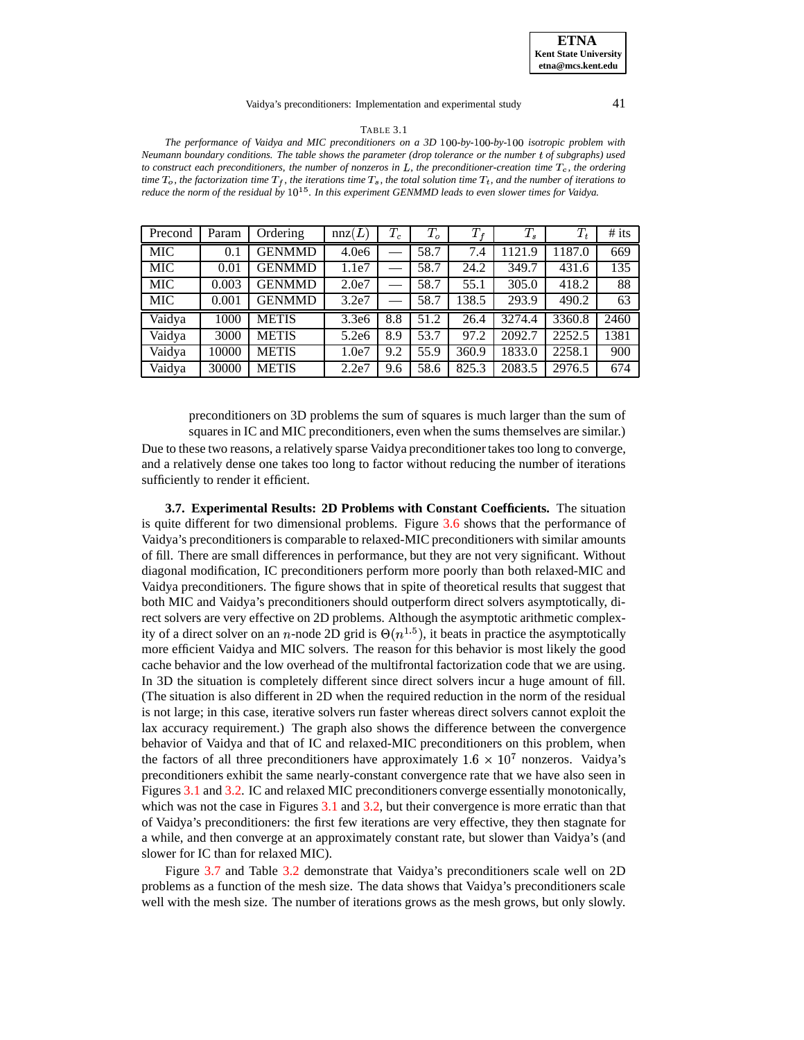TABLE 3.1

*The performance of Vaidya and MIC preconditioners on a 3D $100$-by-$100$-by-$100$ isotropic problem with Neumann boundary conditions. The table shows the parameter (drop tolerance or the number $t$ of subgraphs) used to construct each preconditioners, the number of nonzeros in $L$, the preconditioner-creation time $T_c$, the ordering time $T_o$, the factorization time $T_f$, the iterations time $T_s$, the total solution time $T_t$, and the number of iterations to reduce the norm of the residual by $10^{15}$. In this experiment GENMMD leads to even slower times for Vaidya.*

| Precond | Param | Ordering | nnz($L$) | $T_c$ | $T_o$ | $T_f$ | $T_s$ | $T_t$ | # its |
|---|---|---|---|---|---|---|---|---|---|
| MIC | 0.1 | GENMMD | 4.0e6 | — | 58.7 | 7.4 | 1121.9 | 1187.0 | 669 |
| MIC | 0.01 | GENMMD | 1.1e7 | — | 58.7 | 24.2 | 349.7 | 431.6 | 135 |
| MIC | 0.003 | GENMMD | 2.0e7 | — | 58.7 | 55.1 | 305.0 | 418.2 | 88 |
| MIC | 0.001 | GENMMD | 3.2e7 | — | 58.7 | 138.5 | 293.9 | 490.2 | 63 |
| Vaidya | 1000 | METIS | 3.3e6 | 8.8 | 51.2 | 26.4 | 3274.4 | 3360.8 | 2460 |
| Vaidya | 3000 | METIS | 5.2e6 | 8.9 | 53.7 | 97.2 | 2092.7 | 2252.5 | 1381 |
| Vaidya | 10000 | METIS | 1.0e7 | 9.2 | 55.9 | 360.9 | 1833.0 | 2258.1 | 900 |
| Vaidya | 30000 | METIS | 2.2e7 | 9.6 | 58.6 | 825.3 | 2083.5 | 2976.5 | 674 |

preconditioners on 3D problems the sum of squares is much larger than the sum of squares in IC and MIC preconditioners, even when the sums themselves are similar.)

Due to these two reasons, a relatively sparse Vaidya preconditioner takes too long to converge, and a relatively dense one takes too long to factor without reducing the number of iterations sufficiently to render it efficient.

**3.7. Experimental Results: 2D Problems with Constant Coefficients.** The situation is quite different for two dimensional problems. Figure 3.6 shows that the performance of Vaidya's preconditioners is comparable to relaxed-MIC preconditioners with similar amounts of fill. There are small differences in performance, but they are not very significant. Without diagonal modification, IC preconditioners perform more poorly than both relaxed-MIC and Vaidya preconditioners. The figure shows that in spite of theoretical results that suggest that both MIC and Vaidya's preconditioners should outperform direct solvers asymptotically, direct solvers are very effective on 2D problems. Although the asymptotic arithmetic complexity of a direct solver on an $n$-node 2D grid is $\Theta(n^{1.5})$, it beats in practice the asymptotically more efficient Vaidya and MIC solvers. The reason for this behavior is most likely the good cache behavior and the low overhead of the multifrontal factorization code that we are using. In 3D the situation is completely different since direct solvers incur a huge amount of fill. (The situation is also different in 2D when the required reduction in the norm of the residual is not large; in this case, iterative solvers run faster whereas direct solvers cannot exploit the lax accuracy requirement.) The graph also shows the difference between the convergence behavior of Vaidya and that of IC and relaxed-MIC preconditioners on this problem, when the factors of all three preconditioners have approximately $1.6 \times 10^7$ nonzeros. Vaidya's preconditioners exhibit the same nearly-constant convergence rate that we have also seen in Figures 3.1 and 3.2. IC and relaxed MIC preconditioners converge essentially monotonically, which was not the case in Figures 3.1 and 3.2, but their convergence is more erratic than that of Vaidya's preconditioners: the first few iterations are very effective, they then stagnate for a while, and then converge at an approximately constant rate, but slower than Vaidya's (and slower for IC than for relaxed MIC).

Figure 3.7 and Table 3.2 demonstrate that Vaidya's preconditioners scale well on 2D problems as a function of the mesh size. The data shows that Vaidya's preconditioners scale well with the mesh size. The number of iterations grows as the mesh grows, but only slowly.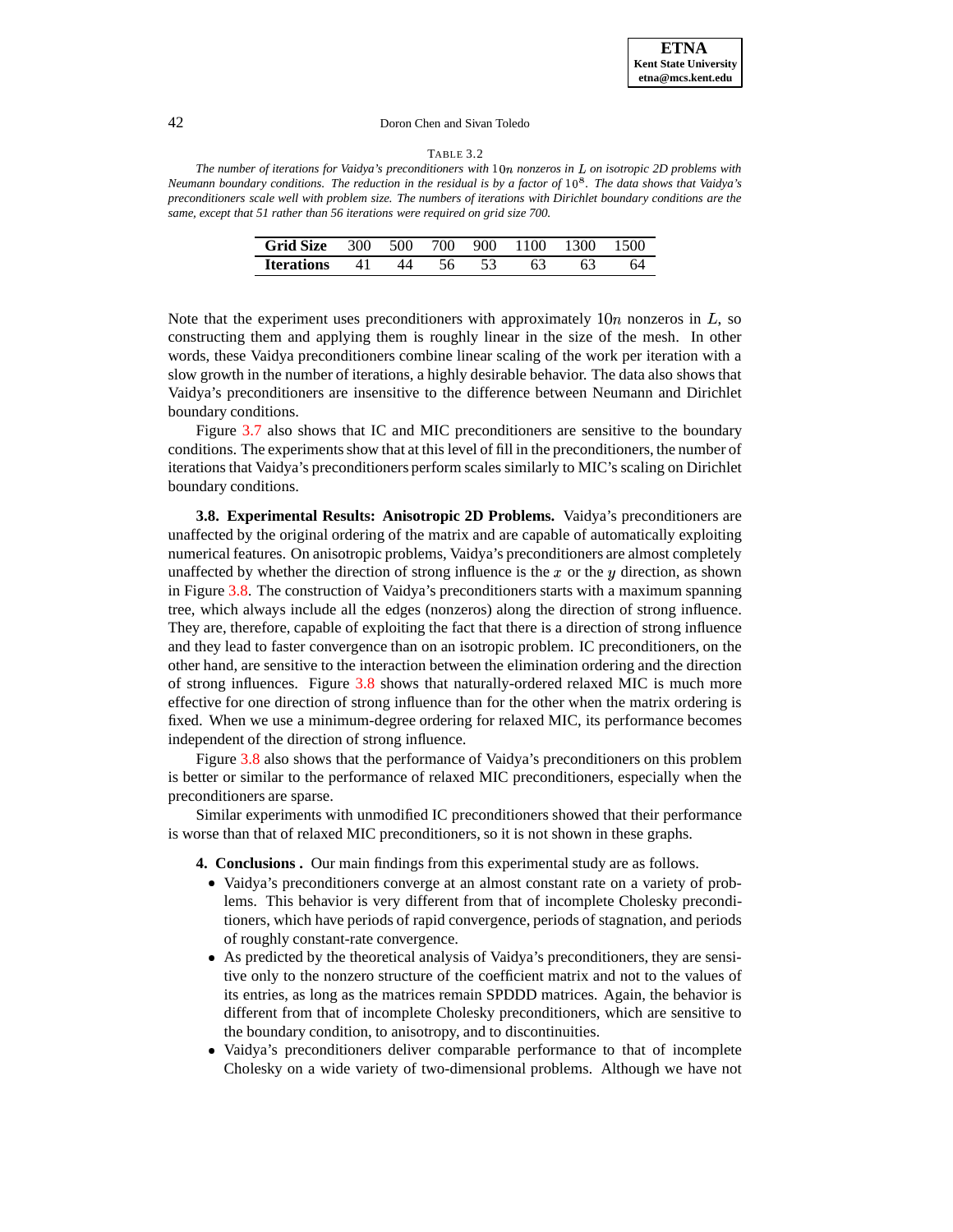TABLE 3.2

*The number of iterations for Vaidya's preconditioners with $10n$ nonzeros in $L$ on isotropic 2D problems with Neumann boundary conditions. The reduction in the residual is by a factor of $10^8$. The data shows that Vaidya's preconditioners scale well with problem size. The numbers of iterations with Dirichlet boundary conditions are the same, except that 51 rather than 56 iterations were required on grid size 700.*

| **Grid Size** | 300 | 500 | 700 | 900 | 1100 | 1300 | 1500 |
|---|---|---|---|---|---|---|---|
| **Iterations** | 41 | 44 | 56 | 53 | 63 | 63 | 64 |

Note that the experiment uses preconditioners with approximately $10n$ nonzeros in $L$, so constructing them and applying them is roughly linear in the size of the mesh. In other words, these Vaidya preconditioners combine linear scaling of the work per iteration with a slow growth in the number of iterations, a highly desirable behavior. The data also shows that Vaidya's preconditioners are insensitive to the difference between Neumann and Dirichlet boundary conditions.

Figure 3.7 also shows that IC and MIC preconditioners are sensitive to the boundary conditions. The experiments show that at this level of fill in the preconditioners, the number of iterations that Vaidya's preconditioners perform scales similarly to MIC's scaling on Dirichlet boundary conditions.

**3.8. Experimental Results: Anisotropic 2D Problems.** Vaidya's preconditioners are unaffected by the original ordering of the matrix and are capable of automatically exploiting numerical features. On anisotropic problems, Vaidya's preconditioners are almost completely unaffected by whether the direction of strong influence is the $x$ or the $y$ direction, as shown in Figure 3.8. The construction of Vaidya's preconditioners starts with a maximum spanning tree, which always include all the edges (nonzeros) along the direction of strong influence. They are, therefore, capable of exploiting the fact that there is a direction of strong influence and they lead to faster convergence than on an isotropic problem. IC preconditioners, on the other hand, are sensitive to the interaction between the elimination ordering and the direction of strong influences. Figure 3.8 shows that naturally-ordered relaxed MIC is much more effective for one direction of strong influence than for the other when the matrix ordering is fixed. When we use a minimum-degree ordering for relaxed MIC, its performance becomes independent of the direction of strong influence.

Figure 3.8 also shows that the performance of Vaidya's preconditioners on this problem is better or similar to the performance of relaxed MIC preconditioners, especially when the preconditioners are sparse.

Similar experiments with unmodified IC preconditioners showed that their performance is worse than that of relaxed MIC preconditioners, so it is not shown in these graphs.

**4. Conclusions .** Our main findings from this experimental study are as follows.

- Vaidya's preconditioners converge at an almost constant rate on a variety of problems. This behavior is very different from that of incomplete Cholesky preconditioners, which have periods of rapid convergence, periods of stagnation, and periods of roughly constant-rate convergence.
- As predicted by the theoretical analysis of Vaidya's preconditioners, they are sensitive only to the nonzero structure of the coefficient matrix and not to the values of its entries, as long as the matrices remain SPDDD matrices. Again, the behavior is different from that of incomplete Cholesky preconditioners, which are sensitive to the boundary condition, to anisotropy, and to discontinuities.
- Vaidya's preconditioners deliver comparable performance to that of incomplete Cholesky on a wide variety of two-dimensional problems. Although we have not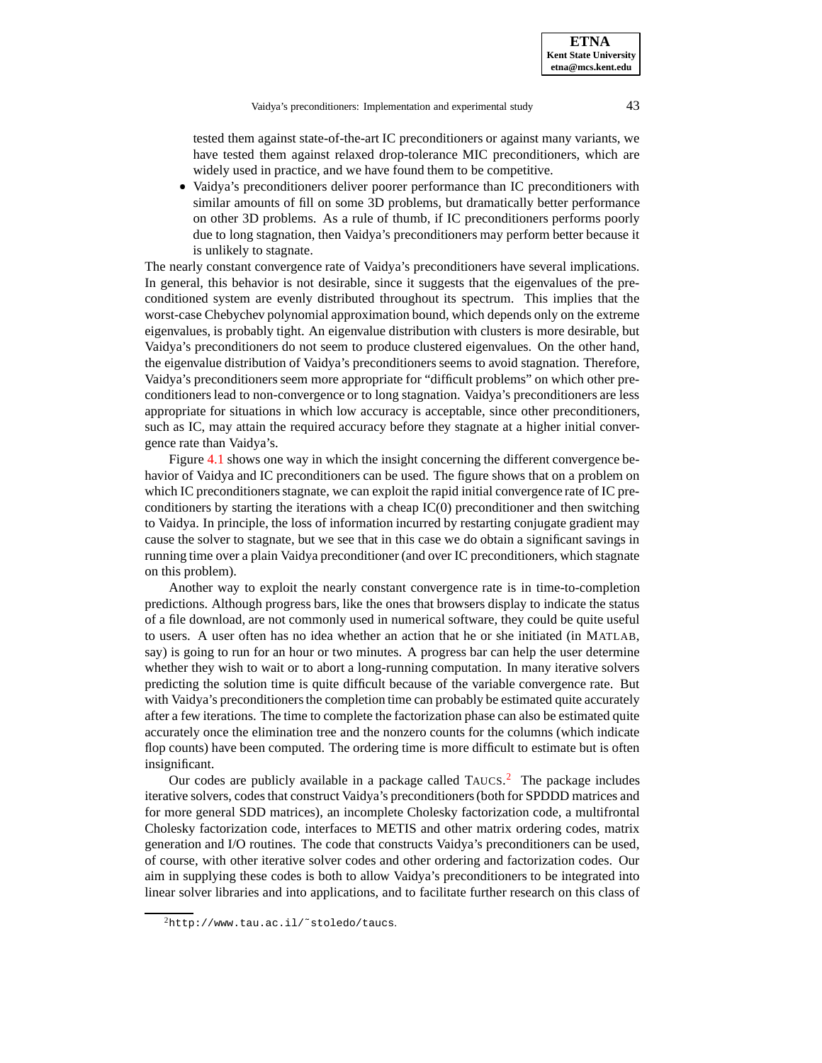tested them against state-of-the-art IC preconditioners or against many variants, we have tested them against relaxed drop-tolerance MIC preconditioners, which are widely used in practice, and we have found them to be competitive.

- Vaidya's preconditioners deliver poorer performance than IC preconditioners with similar amounts of fill on some 3D problems, but dramatically better performance on other 3D problems. As a rule of thumb, if IC preconditioners performs poorly due to long stagnation, then Vaidya's preconditioners may perform better because it is unlikely to stagnate.

The nearly constant convergence rate of Vaidya's preconditioners have several implications. In general, this behavior is not desirable, since it suggests that the eigenvalues of the preconditioned system are evenly distributed throughout its spectrum. This implies that the worst-case Chebychev polynomial approximation bound, which depends only on the extreme eigenvalues, is probably tight. An eigenvalue distribution with clusters is more desirable, but Vaidya's preconditioners do not seem to produce clustered eigenvalues. On the other hand, the eigenvalue distribution of Vaidya's preconditioners seems to avoid stagnation. Therefore, Vaidya's preconditioners seem more appropriate for "difficult problems" on which other preconditioners lead to non-convergence or to long stagnation. Vaidya's preconditioners are less appropriate for situations in which low accuracy is acceptable, since other preconditioners, such as IC, may attain the required accuracy before they stagnate at a higher initial convergence rate than Vaidya's.

Figure 4.1 shows one way in which the insight concerning the different convergence behavior of Vaidya and IC preconditioners can be used. The figure shows that on a problem on which IC preconditioners stagnate, we can exploit the rapid initial convergence rate of IC preconditioners by starting the iterations with a cheap IC(0) preconditioner and then switching to Vaidya. In principle, the loss of information incurred by restarting conjugate gradient may cause the solver to stagnate, but we see that in this case we do obtain a significant savings in running time over a plain Vaidya preconditioner (and over IC preconditioners, which stagnate on this problem).

Another way to exploit the nearly constant convergence rate is in time-to-completion predictions. Although progress bars, like the ones that browsers display to indicate the status of a file download, are not commonly used in numerical software, they could be quite useful to users. A user often has no idea whether an action that he or she initiated (in MATLAB, say) is going to run for an hour or two minutes. A progress bar can help the user determine whether they wish to wait or to abort a long-running computation. In many iterative solvers predicting the solution time is quite difficult because of the variable convergence rate. But with Vaidya's preconditioners the completion time can probably be estimated quite accurately after a few iterations. The time to complete the factorization phase can also be estimated quite accurately once the elimination tree and the nonzero counts for the columns (which indicate flop counts) have been computed. The ordering time is more difficult to estimate but is often insignificant.

Our codes are publicly available in a package called TAUCS.[2] The package includes iterative solvers, codes that construct Vaidya's preconditioners (both for SPDDD matrices and for more general SDD matrices), an incomplete Cholesky factorization code, a multifrontal Cholesky factorization code, interfaces to METIS and other matrix ordering codes, matrix generation and I/O routines. The code that constructs Vaidya's preconditioners can be used, of course, with other iterative solver codes and other ordering and factorization codes. Our aim in supplying these codes is both to allow Vaidya's preconditioners to be integrated into linear solver libraries and into applications, and to facilitate further research on this class of

[2] http://www.tau.ac.il/˜stoledo/taucs.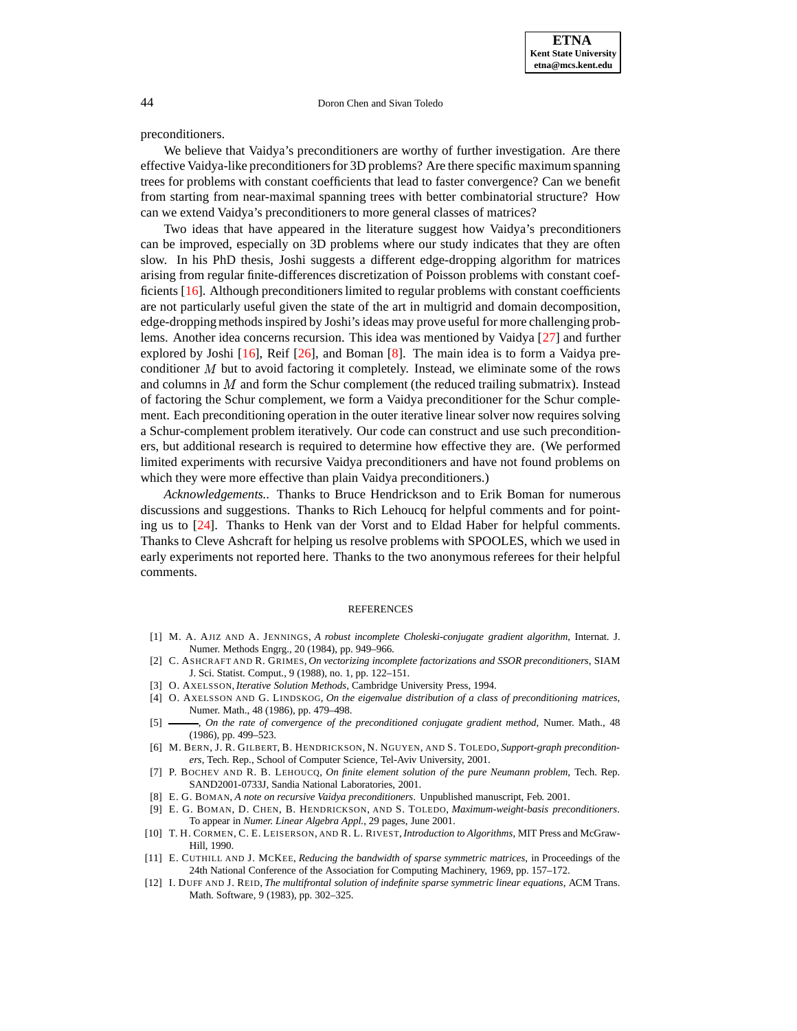preconditioners.

We believe that Vaidya's preconditioners are worthy of further investigation. Are there effective Vaidya-like preconditioners for 3D problems? Are there specific maximum spanning trees for problems with constant coefficients that lead to faster convergence? Can we benefit from starting from near-maximal spanning trees with better combinatorial structure? How can we extend Vaidya's preconditioners to more general classes of matrices?

Two ideas that have appeared in the literature suggest how Vaidya's preconditioners can be improved, especially on 3D problems where our study indicates that they are often slow. In his PhD thesis, Joshi suggests a different edge-dropping algorithm for matrices arising from regular finite-differences discretization of Poisson problems with constant coefficients [16]. Although preconditioners limited to regular problems with constant coefficients are not particularly useful given the state of the art in multigrid and domain decomposition, edge-dropping methods inspired by Joshi's ideas may prove useful for more challenging problems. Another idea concerns recursion. This idea was mentioned by Vaidya [27] and further explored by Joshi [16], Reif [26], and Boman [8]. The main idea is to form a Vaidya preconditioner $M$ but to avoid factoring it completely. Instead, we eliminate some of the rows and columns in $M$ and form the Schur complement (the reduced trailing submatrix). Instead of factoring the Schur complement, we form a Vaidya preconditioner for the Schur complement. Each preconditioning operation in the outer iterative linear solver now requires solving a Schur-complement problem iteratively. Our code can construct and use such preconditioners, but additional research is required to determine how effective they are. (We performed limited experiments with recursive Vaidya preconditioners and have not found problems on which they were more effective than plain Vaidya preconditioners.)

*Acknowledgements.*. Thanks to Bruce Hendrickson and to Erik Boman for numerous discussions and suggestions. Thanks to Rich Lehoucq for helpful comments and for pointing us to [24]. Thanks to Henk van der Vorst and to Eldad Haber for helpful comments. Thanks to Cleve Ashcraft for helping us resolve problems with SPOOLES, which we used in early experiments not reported here. Thanks to the two anonymous referees for their helpful comments.

## REFERENCES

[1] M. A. Ajiz and A. Jennings, *A robust incomplete Choleski-conjugate gradient algorithm*, Internat. J. Numer. Methods Engrg., 20 (1984), pp. 949–966.

[2] C. Ashcraft and R. Grimes, *On vectorizing incomplete factorizations and SSOR preconditioners*, SIAM J. Sci. Statist. Comput., 9 (1988), no. 1, pp. 122–151.

[3] O. Axelsson, *Iterative Solution Methods*, Cambridge University Press, 1994.

[4] O. Axelsson and G. Lindskog, *On the eigenvalue distribution of a class of preconditioning matrices*, Numer. Math., 48 (1986), pp. 479–498.

[5] ———, *On the rate of convergence of the preconditioned conjugate gradient method*, Numer. Math., 48 (1986), pp. 499–523.

[6] M. Bern, J. R. Gilbert, B. Hendrickson, N. Nguyen, and S. Toledo, *Support-graph preconditioners*, Tech. Rep., School of Computer Science, Tel-Aviv University, 2001.

[7] P. Bochev and R. B. Lehoucq, *On finite element solution of the pure Neumann problem*, Tech. Rep. SAND2001-0733J, Sandia National Laboratories, 2001.

[8] E. G. Boman, *A note on recursive Vaidya preconditioners*. Unpublished manuscript, Feb. 2001.

[9] E. G. Boman, D. Chen, B. Hendrickson, and S. Toledo, *Maximum-weight-basis preconditioners*. To appear in *Numer. Linear Algebra Appl.*, 29 pages, June 2001.

[10] T. H. Cormen, C. E. Leiserson, and R. L. Rivest, *Introduction to Algorithms*, MIT Press and McGraw-Hill, 1990.

[11] E. Cuthill and J. McKee, *Reducing the bandwidth of sparse symmetric matrices*, in Proceedings of the 24th National Conference of the Association for Computing Machinery, 1969, pp. 157–172.

[12] I. Duff and J. Reid, *The multifrontal solution of indefinite sparse symmetric linear equations*, ACM Trans. Math. Software, 9 (1983), pp. 302–325.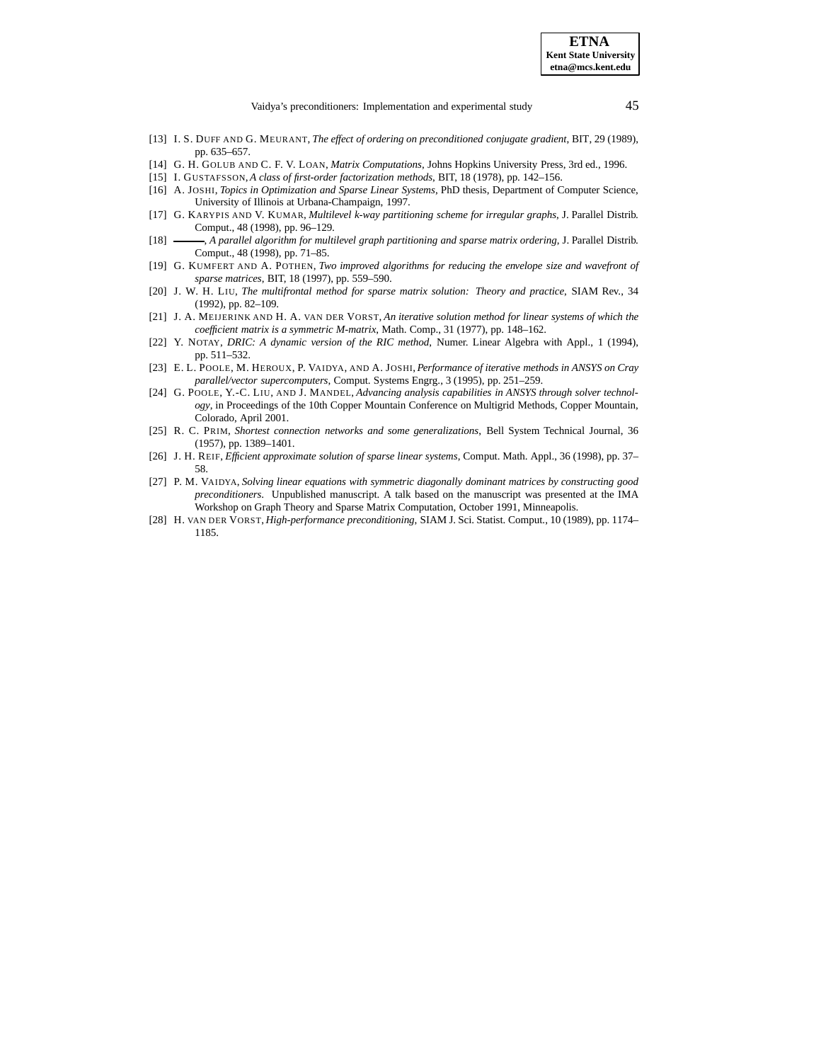[13] I. S. DUFF AND G. MEURANT, *The effect of ordering on preconditioned conjugate gradient*, BIT, 29 (1989), pp. 635–657.

[14] G. H. GOLUB AND C. F. V. LOAN, *Matrix Computations*, Johns Hopkins University Press, 3rd ed., 1996.

[15] I. GUSTAFSSON, *A class of first-order factorization methods*, BIT, 18 (1978), pp. 142–156.

[16] A. JOSHI, *Topics in Optimization and Sparse Linear Systems*, PhD thesis, Department of Computer Science, University of Illinois at Urbana-Champaign, 1997.

[17] G. KARYPIS AND V. KUMAR, *Multilevel k-way partitioning scheme for irregular graphs*, J. Parallel Distrib. Comput., 48 (1998), pp. 96–129.

[18] ———, *A parallel algorithm for multilevel graph partitioning and sparse matrix ordering*, J. Parallel Distrib. Comput., 48 (1998), pp. 71–85.

[19] G. KUMFERT AND A. POTHEN, *Two improved algorithms for reducing the envelope size and wavefront of sparse matrices*, BIT, 18 (1997), pp. 559–590.

[20] J. W. H. LIU, *The multifrontal method for sparse matrix solution: Theory and practice*, SIAM Rev., 34 (1992), pp. 82–109.

[21] J. A. MEIJERINK AND H. A. VAN DER VORST, *An iterative solution method for linear systems of which the coefficient matrix is a symmetric M-matrix*, Math. Comp., 31 (1977), pp. 148–162.

[22] Y. NOTAY, *DRIC: A dynamic version of the RIC method*, Numer. Linear Algebra with Appl., 1 (1994), pp. 511–532.

[23] E. L. POOLE, M. HEROUX, P. VAIDYA, AND A. JOSHI, *Performance of iterative methods in ANSYS on Cray parallel/vector supercomputers*, Comput. Systems Engrg., 3 (1995), pp. 251–259.

[24] G. POOLE, Y.-C. LIU, AND J. MANDEL, *Advancing analysis capabilities in ANSYS through solver technology*, in Proceedings of the 10th Copper Mountain Conference on Multigrid Methods, Copper Mountain, Colorado, April 2001.

[25] R. C. PRIM, *Shortest connection networks and some generalizations*, Bell System Technical Journal, 36 (1957), pp. 1389–1401.

[26] J. H. REIF, *Efficient approximate solution of sparse linear systems*, Comput. Math. Appl., 36 (1998), pp. 37–58.

[27] P. M. VAIDYA, *Solving linear equations with symmetric diagonally dominant matrices by constructing good preconditioners*. Unpublished manuscript. A talk based on the manuscript was presented at the IMA Workshop on Graph Theory and Sparse Matrix Computation, October 1991, Minneapolis.

[28] H. VAN DER VORST, *High-performance preconditioning*, SIAM J. Sci. Statist. Comput., 10 (1989), pp. 1174–1185.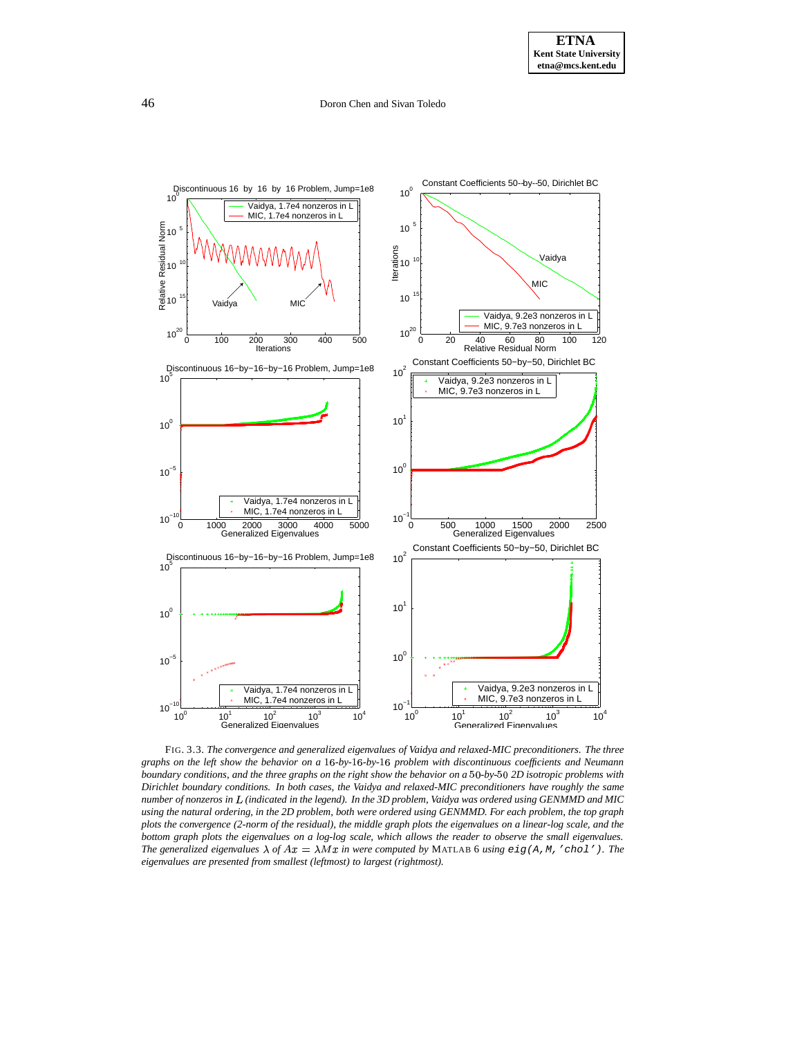FIG. 3.3. *The convergence and generalized eigenvalues of Vaidya and relaxed-MIC preconditioners. The three graphs on the left show the behavior on a* 16*-by-*16*-by-*16 *problem with discontinuous coefficients and Neumann boundary conditions, and the three graphs on the right show the behavior on a* 50*-by-*50 *2D isotropic problems with Dirichlet boundary conditions. In both cases, the Vaidya and relaxed-MIC preconditioners have roughly the same number of nonzeros in $L$ (indicated in the legend). In the 3D problem, Vaidya was ordered using GENMMD and MIC using the natural ordering, in the 2D problem, both were ordered using GENMMD. For each problem, the top graph plots the convergence (2-norm of the residual), the middle graph plots the eigenvalues on a linear-log scale, and the bottom graph plots the eigenvalues on a log-log scale, which allows the reader to observe the small eigenvalues. The generalized eigenvalues $\lambda$ of $Ax = \lambda Mx$ in were computed by* MATLAB 6 *using* `eig(A,M,'chol')`*. The eigenvalues are presented from smallest (leftmost) to largest (rightmost).*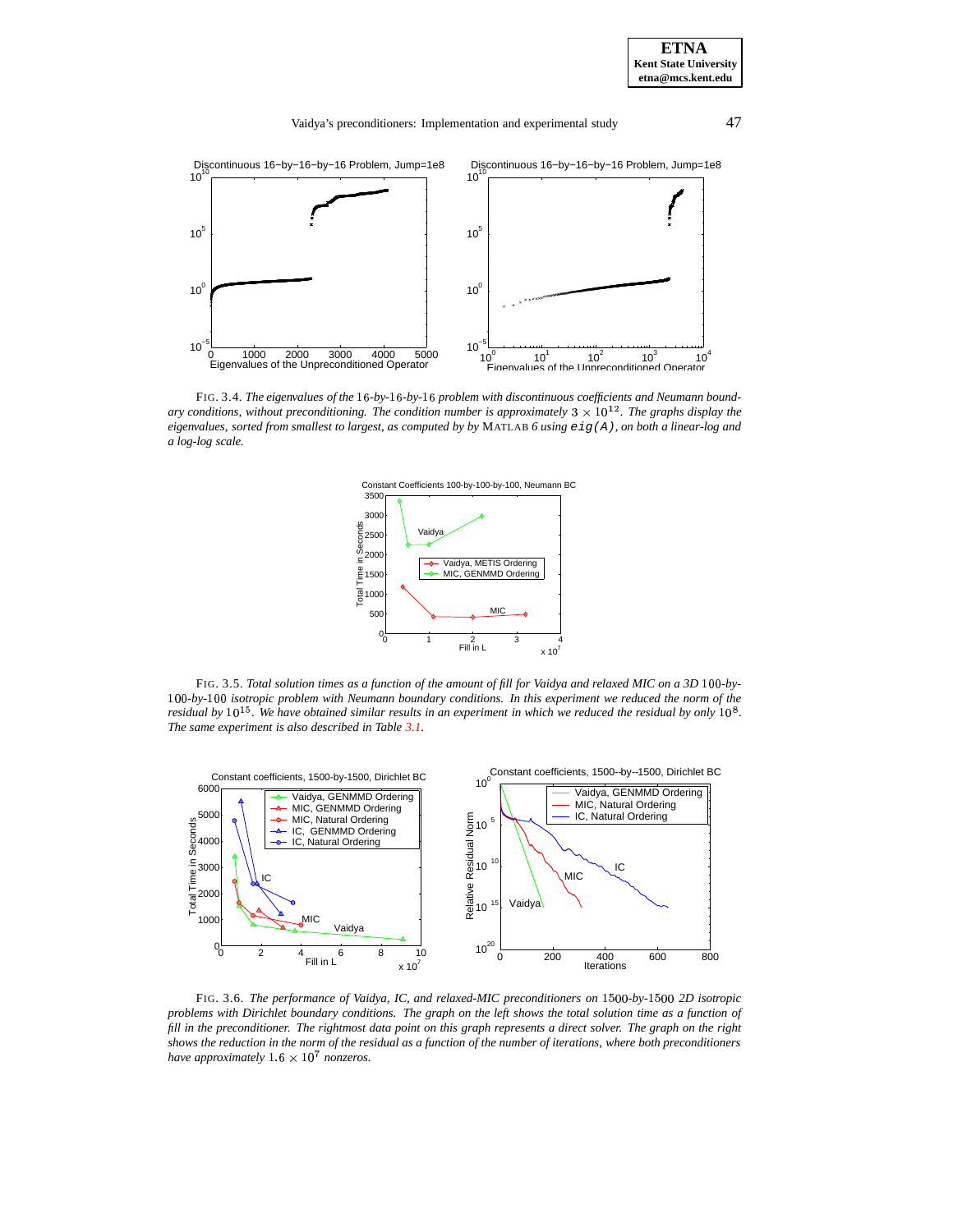FIG. 3.4. *The eigenvalues of the* 16*-by-*16*-by-*16 *problem with discontinuous coefficients and Neumann boundary conditions, without preconditioning. The condition number is approximately* $3 \times 10^{12}$*. The graphs display the eigenvalues, sorted from smallest to largest, as computed by by* MATLAB 6 *using* `eig(A)`*, on both a linear-log and a log-log scale.*

FIG. 3.5. *Total solution times as a function of the amount of fill for Vaidya and relaxed MIC on a 3D* 100*-by-*100*-by-*100 *isotropic problem with Neumann boundary conditions. In this experiment we reduced the norm of the residual by* $10^{15}$*. We have obtained similar results in an experiment in which we reduced the residual by only* $10^{8}$*. The same experiment is also described in Table 3.1.*

FIG. 3.6. *The performance of Vaidya, IC, and relaxed-MIC preconditioners on* 1500*-by-*1500 *2D isotropic problems with Dirichlet boundary conditions. The graph on the left shows the total solution time as a function of fill in the preconditioner. The rightmost data point on this graph represents a direct solver. The graph on the right shows the reduction in the norm of the residual as a function of the number of iterations, where both preconditioners have approximately* $1.6 \times 10^{7}$ *nonzeros.*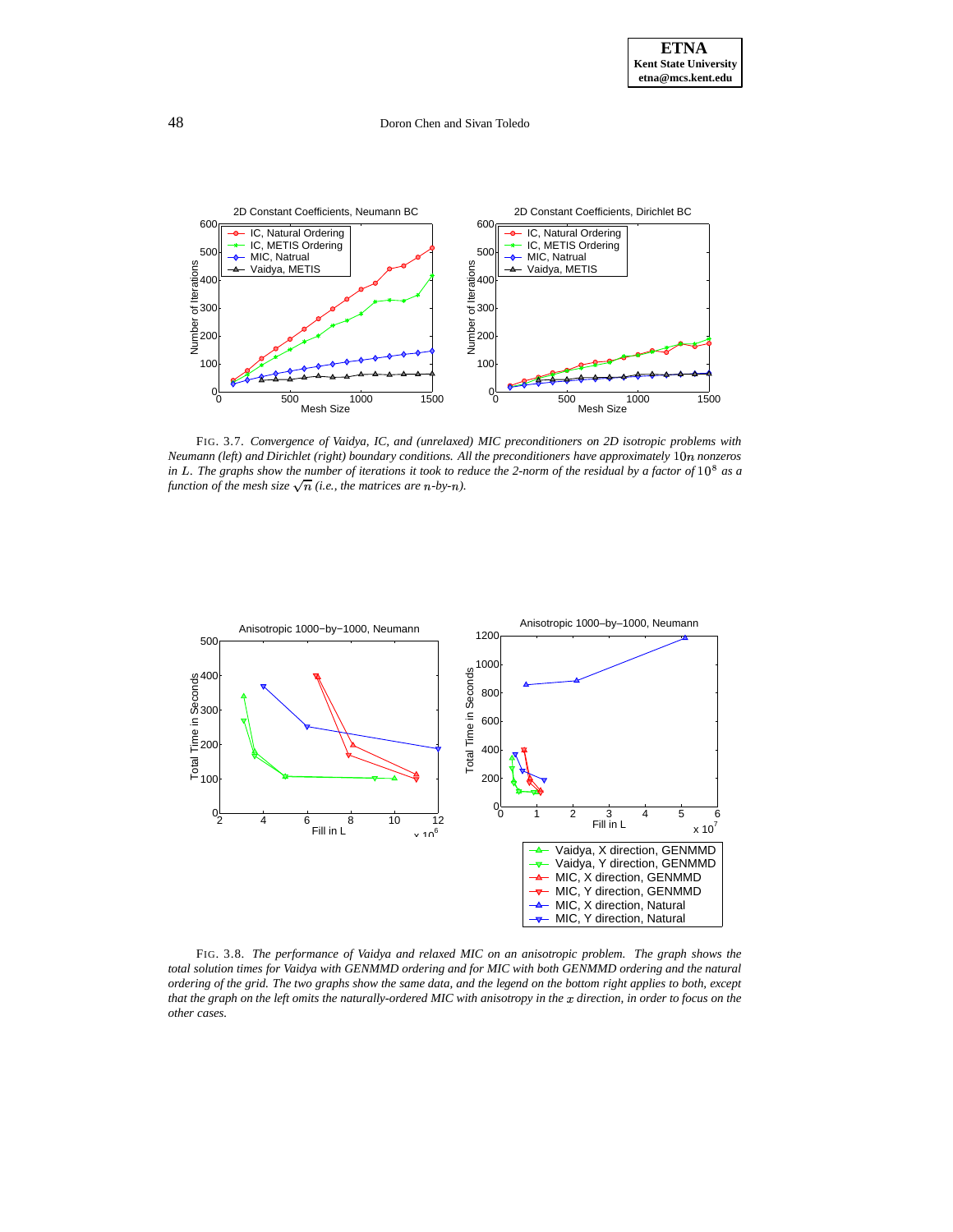FIG. 3.7. *Convergence of Vaidya, IC, and (unrelaxed) MIC preconditioners on 2D isotropic problems with Neumann (left) and Dirichlet (right) boundary conditions. All the preconditioners have approximately $10n$ nonzeros in $L$. The graphs show the number of iterations it took to reduce the 2-norm of the residual by a factor of $10^8$ as a function of the mesh size $\sqrt{n}$ (i.e., the matrices are $n$-by-$n$).*

FIG. 3.8. *The performance of Vaidya and relaxed MIC on an anisotropic problem. The graph shows the total solution times for Vaidya with GENMMD ordering and for MIC with both GENMMD ordering and the natural ordering of the grid. The two graphs show the same data, and the legend on the bottom right applies to both, except that the graph on the left omits the naturally-ordered MIC with anisotropy in the $x$ direction, in order to focus on the other cases.*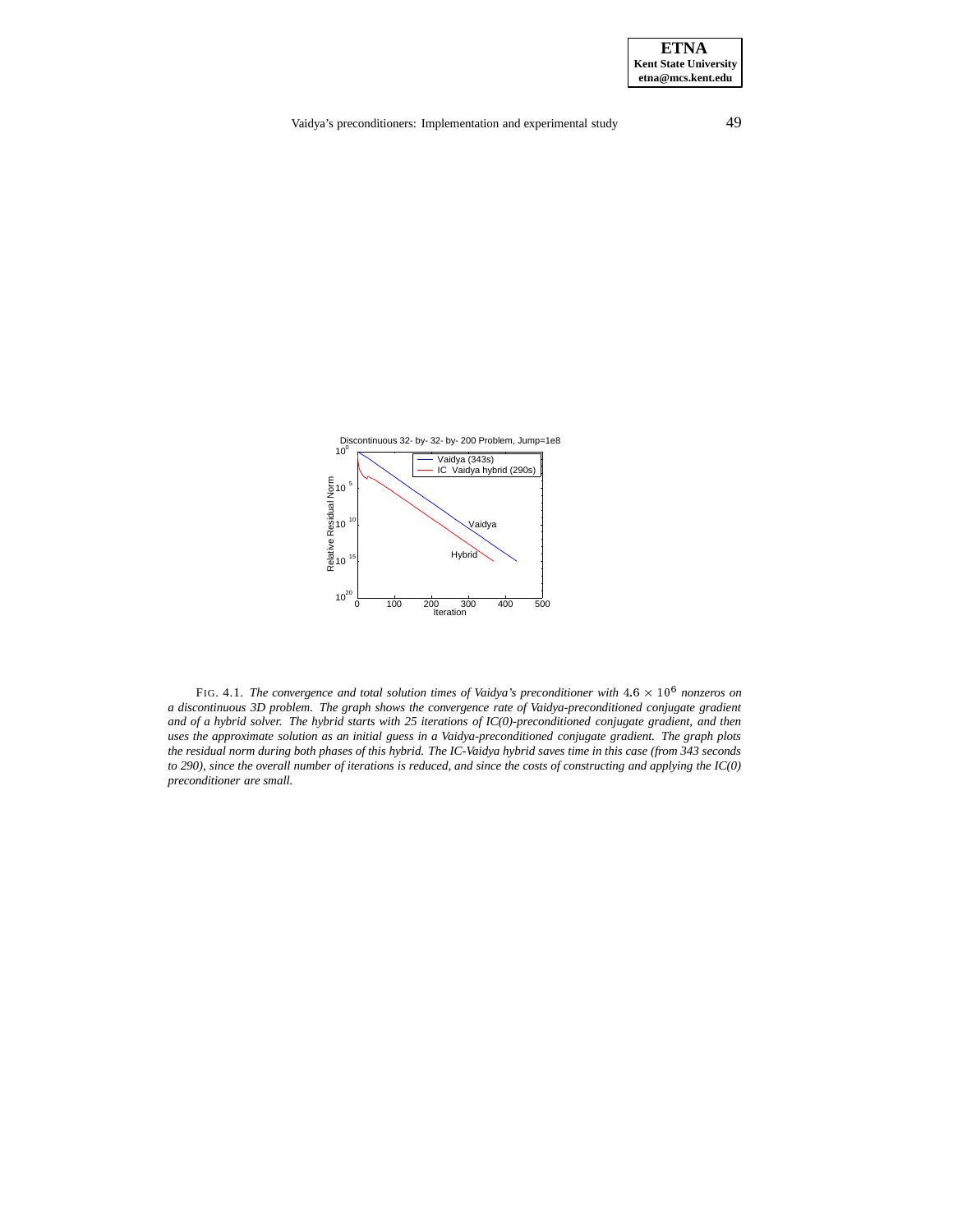Discontinuous 32- by- 32- by- 200 Problem, Jump=1e8

Vaidya (343s)

IC Vaidya hybrid (290s)

Relative Residual Norm

$10^{0}$

$10^{5}$

$10^{10}$

$10^{15}$

$10^{20}$

Vaidya

Hybrid

0 100 200 300 400 500

Iteration

FIG. 4.1. *The convergence and total solution times of Vaidya's preconditioner with $4.6 \times 10^{6}$ nonzeros on a discontinuous 3D problem. The graph shows the convergence rate of Vaidya-preconditioned conjugate gradient and of a hybrid solver. The hybrid starts with 25 iterations of IC(0)-preconditioned conjugate gradient, and then uses the approximate solution as an initial guess in a Vaidya-preconditioned conjugate gradient. The graph plots the residual norm during both phases of this hybrid. The IC-Vaidya hybrid saves time in this case (from 343 seconds to 290), since the overall number of iterations is reduced, and since the costs of constructing and applying the IC(0) preconditioner are small.*